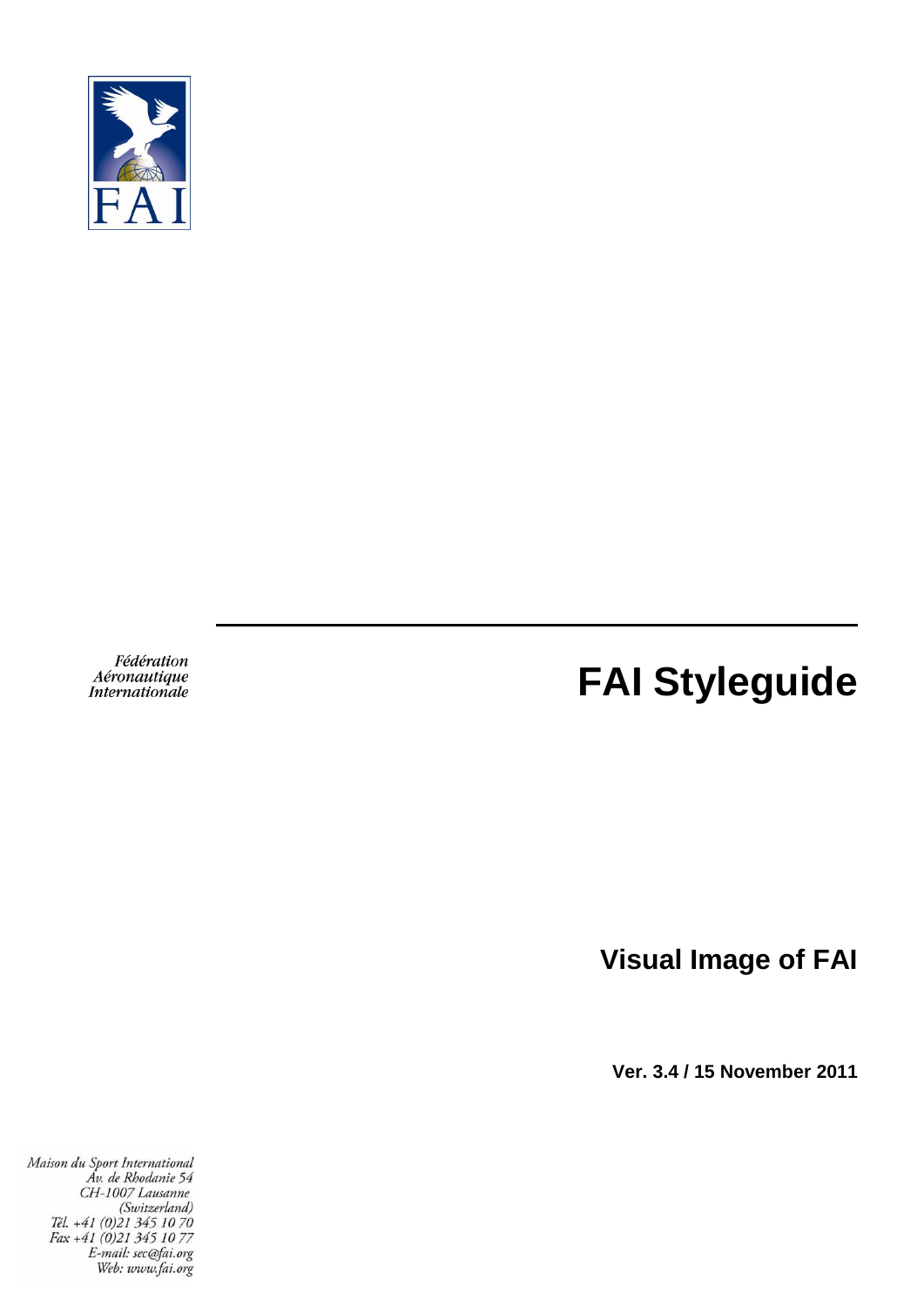FAI

*Fédération Aéronautique Internationale*

# FAI Styleguide

## Visual Image of FAI

**Ver. 3.4 / 15 November 2011**

*Maison du Sport International*
*Av. de Rhodanie 54*
*CH-1007 Lausanne*
*(Switzerland)*
*Tél. +41 (0)21 345 10 70*
*Fax +41 (0)21 345 10 77*
*E-mail: sec@fai.org*
*Web: www.fai.org*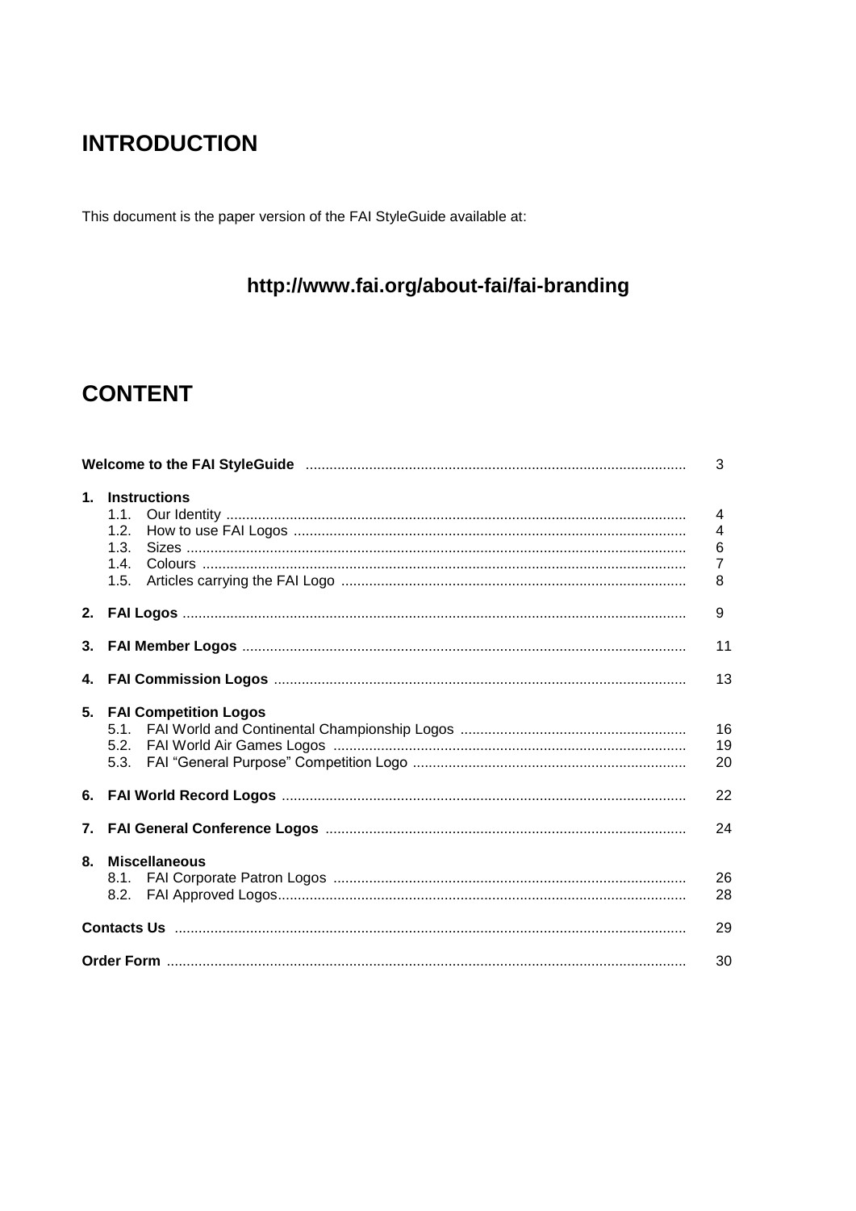## INTRODUCTION

This document is the paper version of the FAI StyleGuide available at:

**http://www.fai.org/about-fai/fai-branding**

## CONTENT

| | |
|---|---|
| **Welcome to the FAI StyleGuide** | 3 |
| **1. Instructions** | |
| 1.1. Our Identity | 4 |
| 1.2. How to use FAI Logos | 4 |
| 1.3. Sizes | 6 |
| 1.4. Colours | 7 |
| 1.5. Articles carrying the FAI Logo | 8 |
| **2. FAI Logos** | 9 |
| **3. FAI Member Logos** | 11 |
| **4. FAI Commission Logos** | 13 |
| **5. FAI Competition Logos** | |
| 5.1. FAI World and Continental Championship Logos | 16 |
| 5.2. FAI World Air Games Logos | 19 |
| 5.3. FAI "General Purpose" Competition Logo | 20 |
| **6. FAI World Record Logos** | 22 |
| **7. FAI General Conference Logos** | 24 |
| **8. Miscellaneous** | |
| 8.1. FAI Corporate Patron Logos | 26 |
| 8.2. FAI Approved Logos | 28 |
| **Contacts Us** | 29 |
| **Order Form** | 30 |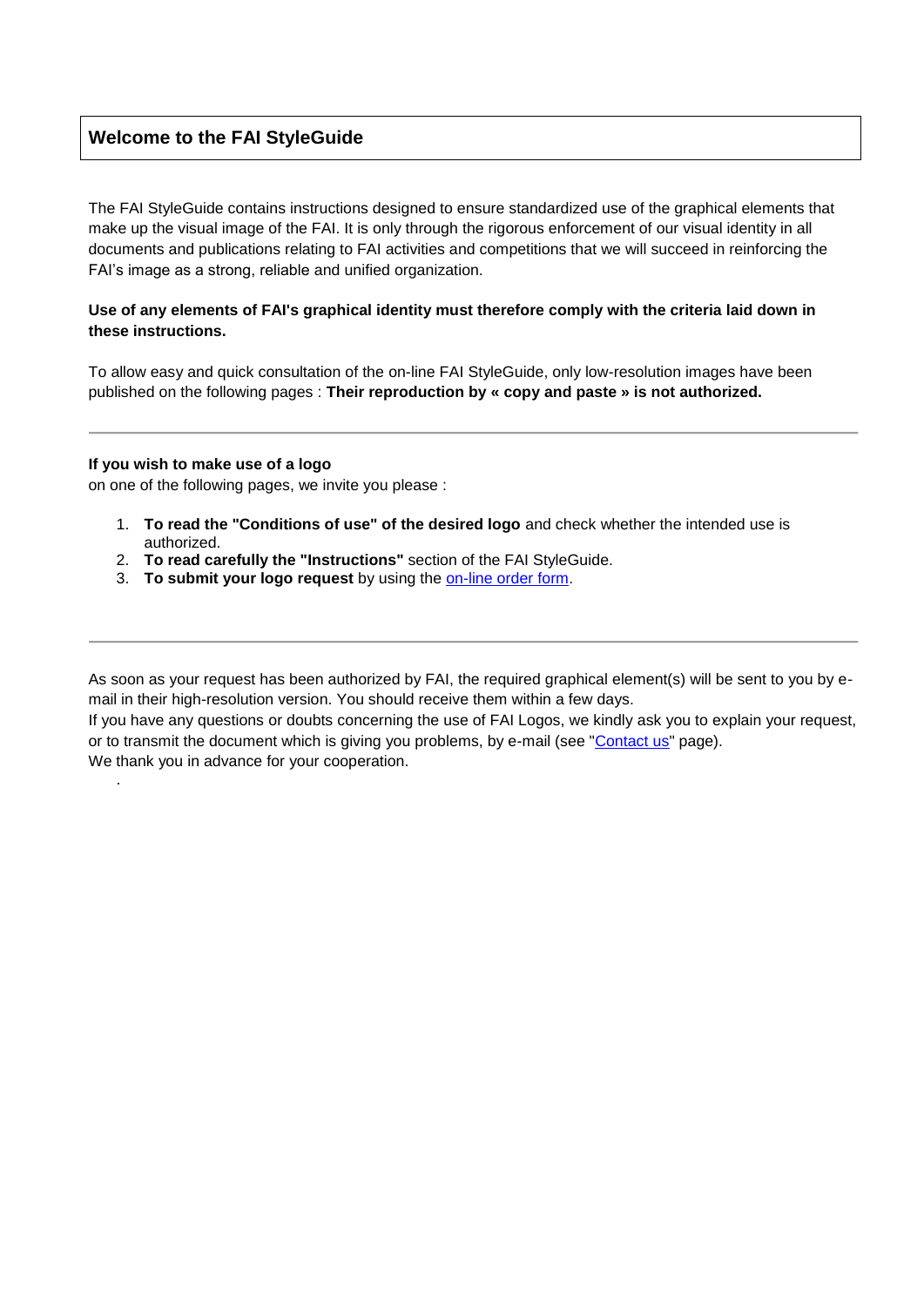## Welcome to the FAI StyleGuide

The FAI StyleGuide contains instructions designed to ensure standardized use of the graphical elements that make up the visual image of the FAI. It is only through the rigorous enforcement of our visual identity in all documents and publications relating to FAI activities and competitions that we will succeed in reinforcing the FAI's image as a strong, reliable and unified organization.

**Use of any elements of FAI's graphical identity must therefore comply with the criteria laid down in these instructions.**

To allow easy and quick consultation of the on-line FAI StyleGuide, only low-resolution images have been published on the following pages : **Their reproduction by « copy and paste » is not authorized.**

---

**If you wish to make use of a logo**
on one of the following pages, we invite you please :

1. **To read the "Conditions of use" of the desired logo** and check whether the intended use is authorized.
2. **To read carefully the "Instructions"** section of the FAI StyleGuide.
3. **To submit your logo request** by using the on-line order form.

---

As soon as your request has been authorized by FAI, the required graphical element(s) will be sent to you by e-mail in their high-resolution version. You should receive them within a few days.
If you have any questions or doubts concerning the use of FAI Logos, we kindly ask you to explain your request, or to transmit the document which is giving you problems, by e-mail (see "Contact us" page).
We thank you in advance for your cooperation.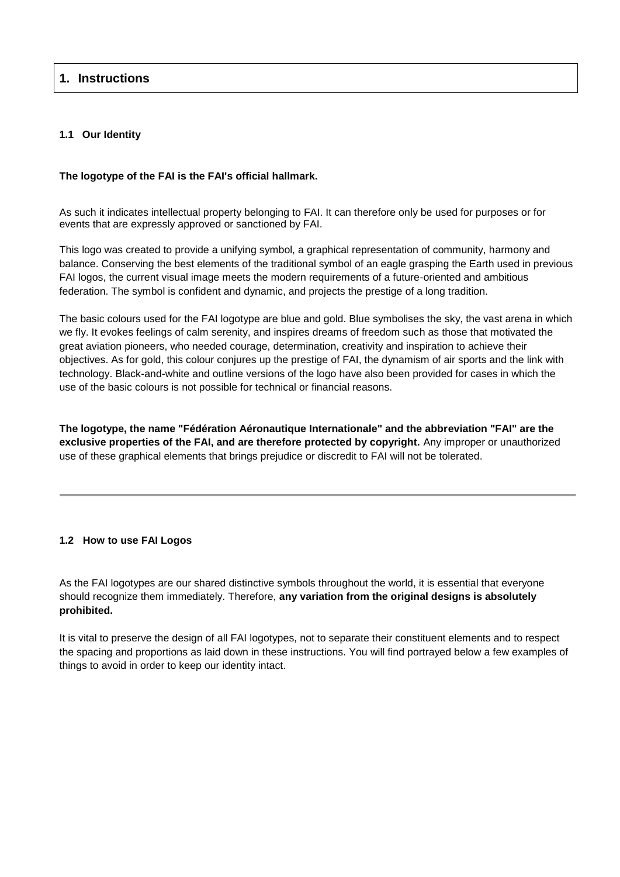## 1. Instructions

### 1.1 Our Identity

**The logotype of the FAI is the FAI's official hallmark.**

As such it indicates intellectual property belonging to FAI. It can therefore only be used for purposes or for events that are expressly approved or sanctioned by FAI.

This logo was created to provide a unifying symbol, a graphical representation of community, harmony and balance. Conserving the best elements of the traditional symbol of an eagle grasping the Earth used in previous FAI logos, the current visual image meets the modern requirements of a future-oriented and ambitious federation. The symbol is confident and dynamic, and projects the prestige of a long tradition.

The basic colours used for the FAI logotype are blue and gold. Blue symbolises the sky, the vast arena in which we fly. It evokes feelings of calm serenity, and inspires dreams of freedom such as those that motivated the great aviation pioneers, who needed courage, determination, creativity and inspiration to achieve their objectives. As for gold, this colour conjures up the prestige of FAI, the dynamism of air sports and the link with technology. Black-and-white and outline versions of the logo have also been provided for cases in which the use of the basic colours is not possible for technical or financial reasons.

**The logotype, the name "Fédération Aéronautique Internationale" and the abbreviation "FAI" are the exclusive properties of the FAI, and are therefore protected by copyright.** Any improper or unauthorized use of these graphical elements that brings prejudice or discredit to FAI will not be tolerated.

---

### 1.2 How to use FAI Logos

As the FAI logotypes are our shared distinctive symbols throughout the world, it is essential that everyone should recognize them immediately. Therefore, **any variation from the original designs is absolutely prohibited.**

It is vital to preserve the design of all FAI logotypes, not to separate their constituent elements and to respect the spacing and proportions as laid down in these instructions. You will find portrayed below a few examples of things to avoid in order to keep our identity intact.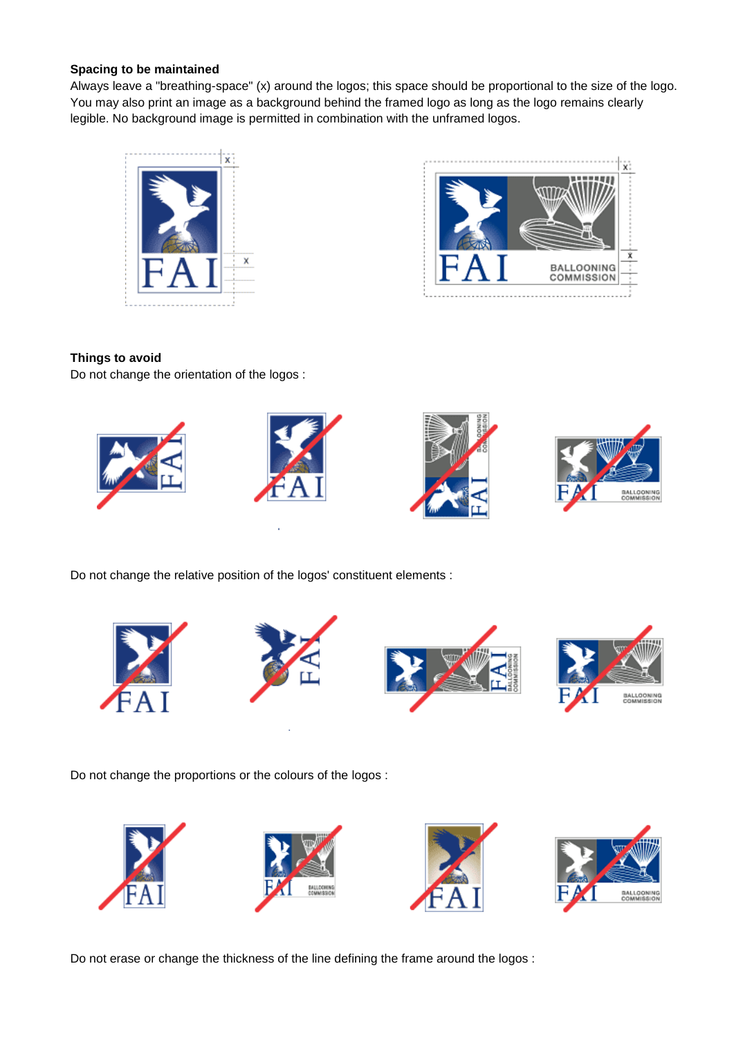**Spacing to be maintained**

Always leave a "breathing-space" (x) around the logos; this space should be proportional to the size of the logo. You may also print an image as a background behind the framed logo as long as the logo remains clearly legible. No background image is permitted in combination with the unframed logos.

**Things to avoid**

Do not change the orientation of the logos :

Do not change the relative position of the logos' constituent elements :

Do not change the proportions or the colours of the logos :

Do not erase or change the thickness of the line defining the frame around the logos :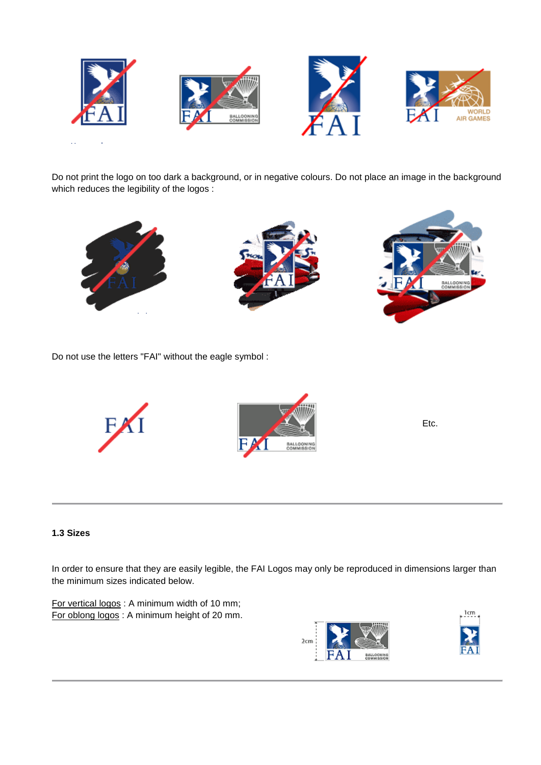Do not print the logo on too dark a background, or in negative colours. Do not place an image in the background which reduces the legibility of the logos :

Do not use the letters "FAI" without the eagle symbol :

Etc.

---

**1.3 Sizes**

In order to ensure that they are easily legible, the FAI Logos may only be reproduced in dimensions larger than the minimum sizes indicated below.

For vertical logos : A minimum width of 10 mm;
For oblong logos : A minimum height of 20 mm.

---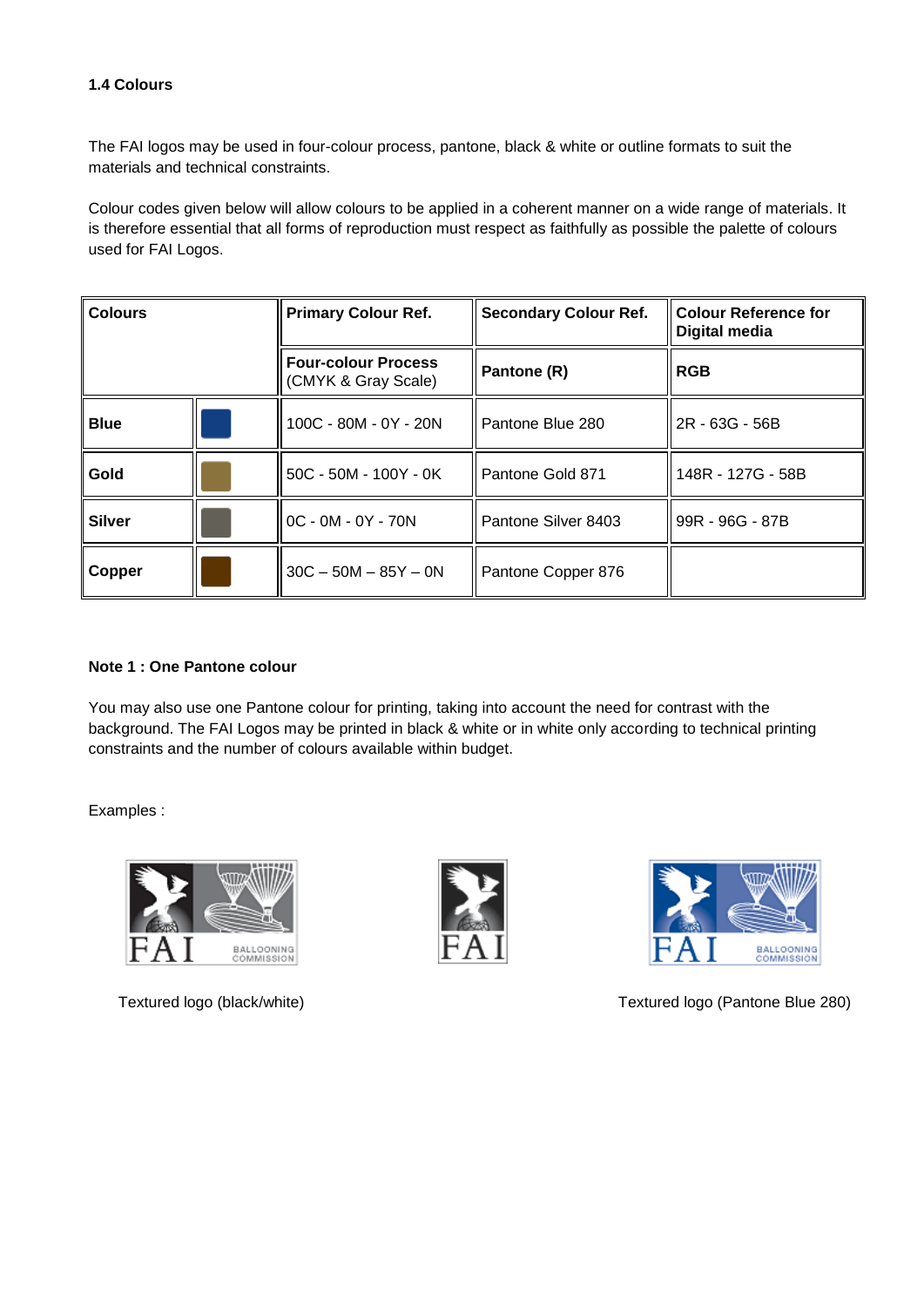**1.4 Colours**

The FAI logos may be used in four-colour process, pantone, black & white or outline formats to suit the materials and technical constraints.

Colour codes given below will allow colours to be applied in a coherent manner on a wide range of materials. It is therefore essential that all forms of reproduction must respect as faithfully as possible the palette of colours used for FAI Logos.

| **Colours** | | **Primary Colour Ref.** | **Secondary Colour Ref.** | **Colour Reference for Digital media** |
|---|---|---|---|---|
| | | **Four-colour Process** (CMYK & Gray Scale) | **Pantone (R)** | **RGB** |
| **Blue** | | 100C - 80M - 0Y - 20N | Pantone Blue 280 | 2R - 63G - 56B |
| **Gold** | | 50C - 50M - 100Y - 0K | Pantone Gold 871 | 148R - 127G - 58B |
| **Silver** | | 0C - 0M - 0Y - 70N | Pantone Silver 8403 | 99R - 96G - 87B |
| **Copper** | | 30C – 50M – 85Y – 0N | Pantone Copper 876 | |

**Note 1 : One Pantone colour**

You may also use one Pantone colour for printing, taking into account the need for contrast with the background. The FAI Logos may be printed in black & white or in white only according to technical printing constraints and the number of colours available within budget.

Examples :

Textured logo (black/white)

Textured logo (Pantone Blue 280)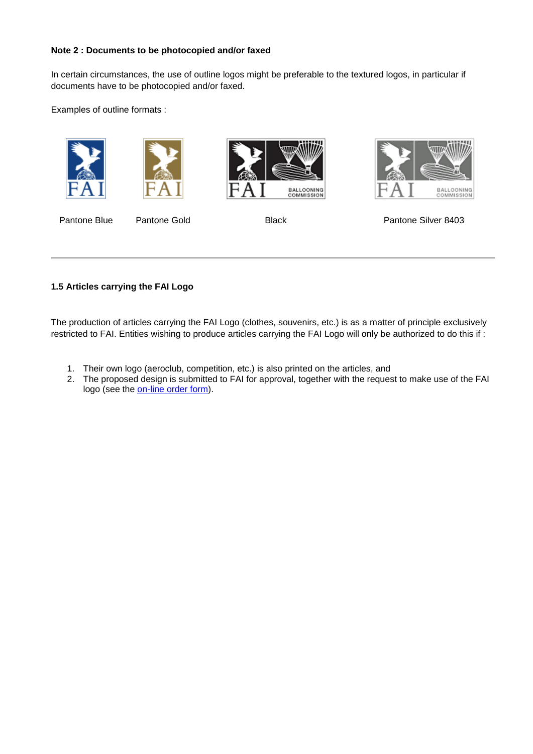**Note 2 : Documents to be photocopied and/or faxed**

In certain circumstances, the use of outline logos might be preferable to the textured logos, in particular if documents have to be photocopied and/or faxed.

Examples of outline formats :

Pantone Blue　　Pantone Gold　　Black　　Pantone Silver 8403

---

**1.5 Articles carrying the FAI Logo**

The production of articles carrying the FAI Logo (clothes, souvenirs, etc.) is as a matter of principle exclusively restricted to FAI. Entities wishing to produce articles carrying the FAI Logo will only be authorized to do this if :

1. Their own logo (aeroclub, competition, etc.) is also printed on the articles, and
2. The proposed design is submitted to FAI for approval, together with the request to make use of the FAI logo (see the on-line order form).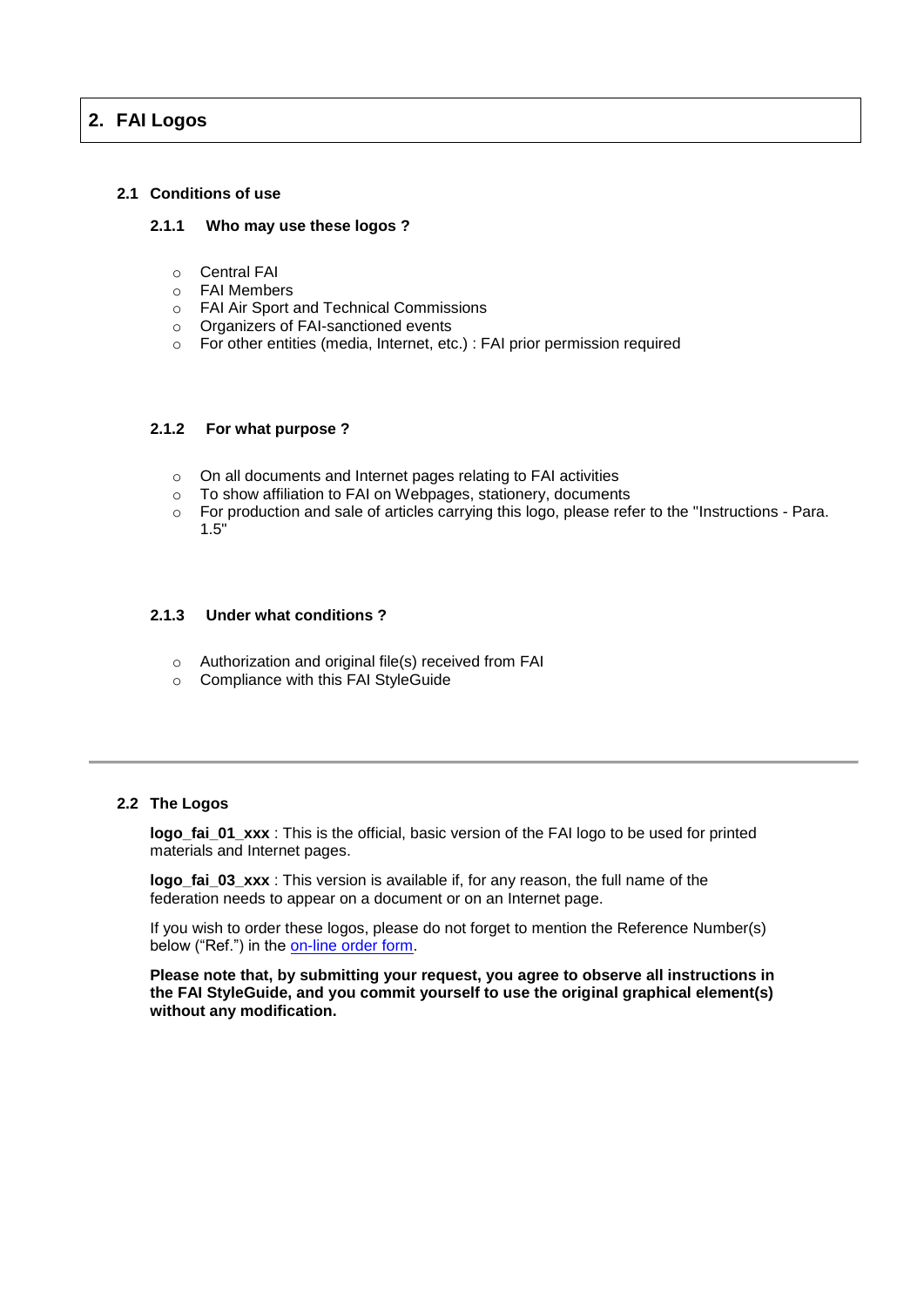## 2. FAI Logos

### 2.1 Conditions of use

#### 2.1.1 Who may use these logos ?

- Central FAI
- FAI Members
- FAI Air Sport and Technical Commissions
- Organizers of FAI-sanctioned events
- For other entities (media, Internet, etc.) : FAI prior permission required

#### 2.1.2 For what purpose ?

- On all documents and Internet pages relating to FAI activities
- To show affiliation to FAI on Webpages, stationery, documents
- For production and sale of articles carrying this logo, please refer to the "Instructions - Para. 1.5"

#### 2.1.3 Under what conditions ?

- Authorization and original file(s) received from FAI
- Compliance with this FAI StyleGuide

---

### 2.2 The Logos

**logo_fai_01_xxx** : This is the official, basic version of the FAI logo to be used for printed materials and Internet pages.

**logo_fai_03_xxx** : This version is available if, for any reason, the full name of the federation needs to appear on a document or on an Internet page.

If you wish to order these logos, please do not forget to mention the Reference Number(s) below ("Ref.") in the on-line order form.

**Please note that, by submitting your request, you agree to observe all instructions in the FAI StyleGuide, and you commit yourself to use the original graphical element(s) without any modification.**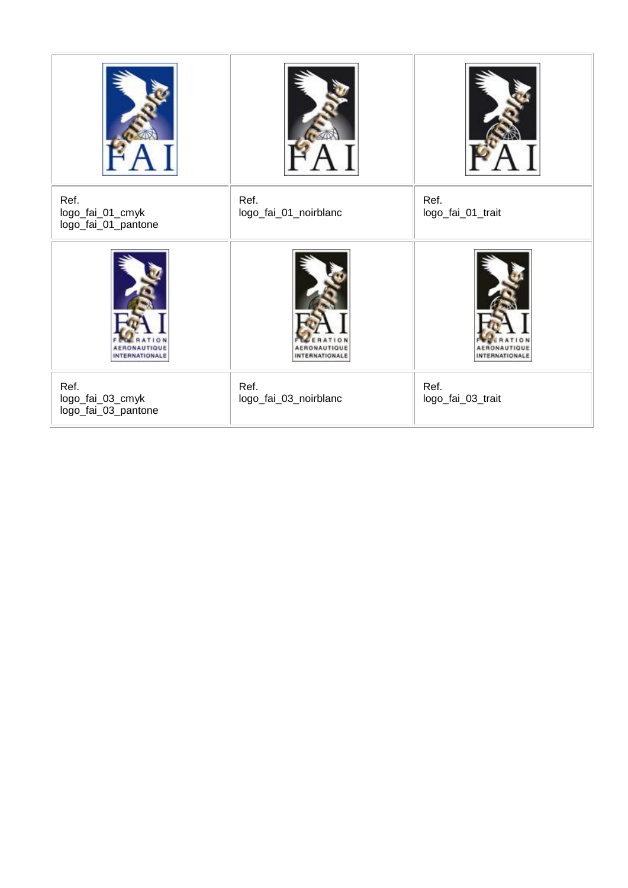| | | |
|---|---|---|
| | | |
| Ref.<br>logo_fai_01_cmyk<br>logo_fai_01_pantone | Ref.<br>logo_fai_01_noirblanc | Ref.<br>logo_fai_01_trait |
| | | |
| Ref.<br>logo_fai_03_cmyk<br>logo_fai_03_pantone | Ref.<br>logo_fai_03_noirblanc | Ref.<br>logo_fai_03_trait |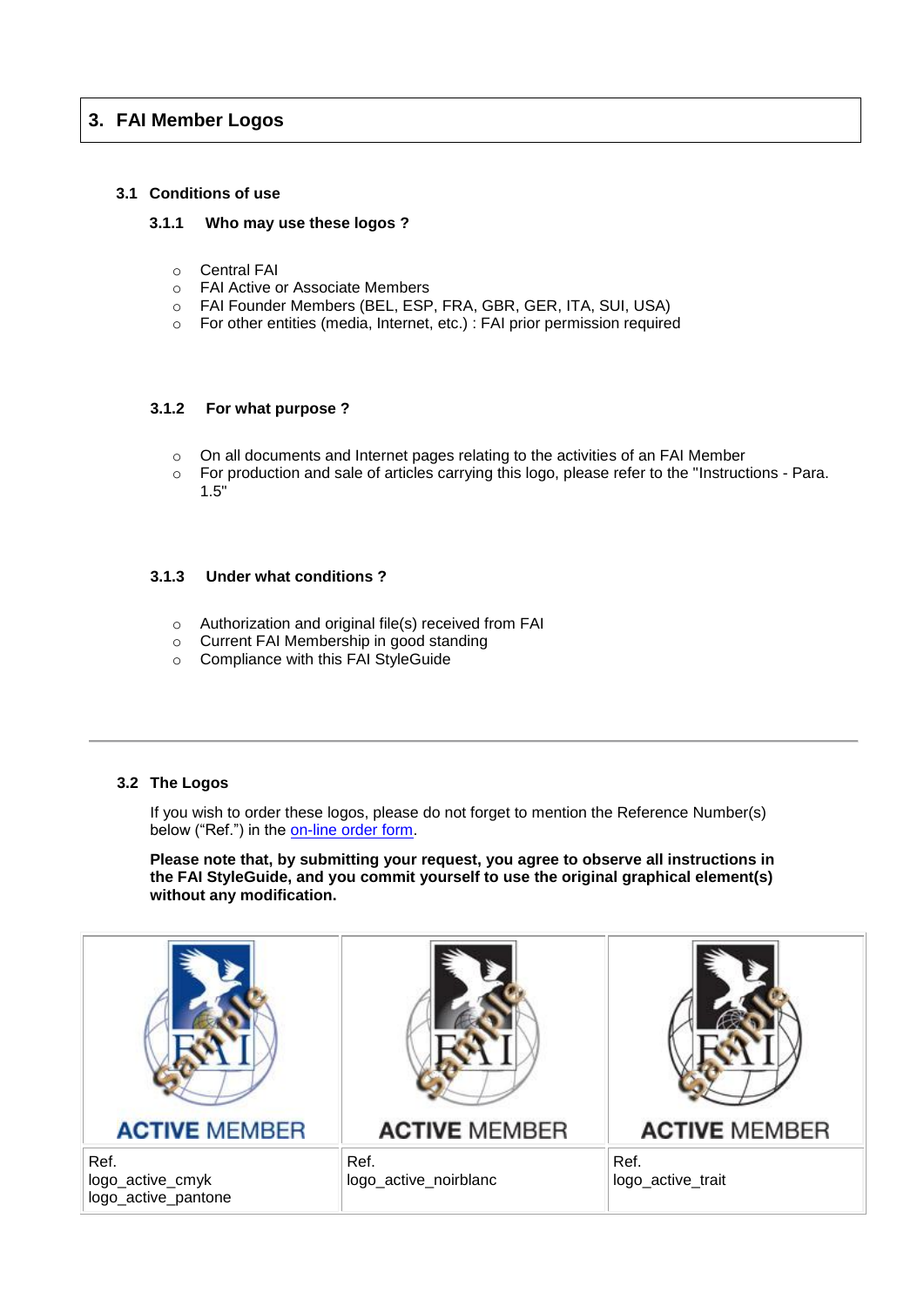# 3. FAI Member Logos

## 3.1 Conditions of use

### 3.1.1 Who may use these logos ?

- Central FAI
- FAI Active or Associate Members
- FAI Founder Members (BEL, ESP, FRA, GBR, GER, ITA, SUI, USA)
- For other entities (media, Internet, etc.) : FAI prior permission required

### 3.1.2 For what purpose ?

- On all documents and Internet pages relating to the activities of an FAI Member
- For production and sale of articles carrying this logo, please refer to the "Instructions - Para. 1.5"

### 3.1.3 Under what conditions ?

- Authorization and original file(s) received from FAI
- Current FAI Membership in good standing
- Compliance with this FAI StyleGuide

---

## 3.2 The Logos

If you wish to order these logos, please do not forget to mention the Reference Number(s) below ("Ref.") in the on-line order form.

**Please note that, by submitting your request, you agree to observe all instructions in the FAI StyleGuide, and you commit yourself to use the original graphical element(s) without any modification.**

| ACTIVE MEMBER | ACTIVE MEMBER | ACTIVE MEMBER |
|---|---|---|
| Ref.<br>logo_active_cmyk<br>logo_active_pantone | Ref.<br>logo_active_noirblanc | Ref.<br>logo_active_trait |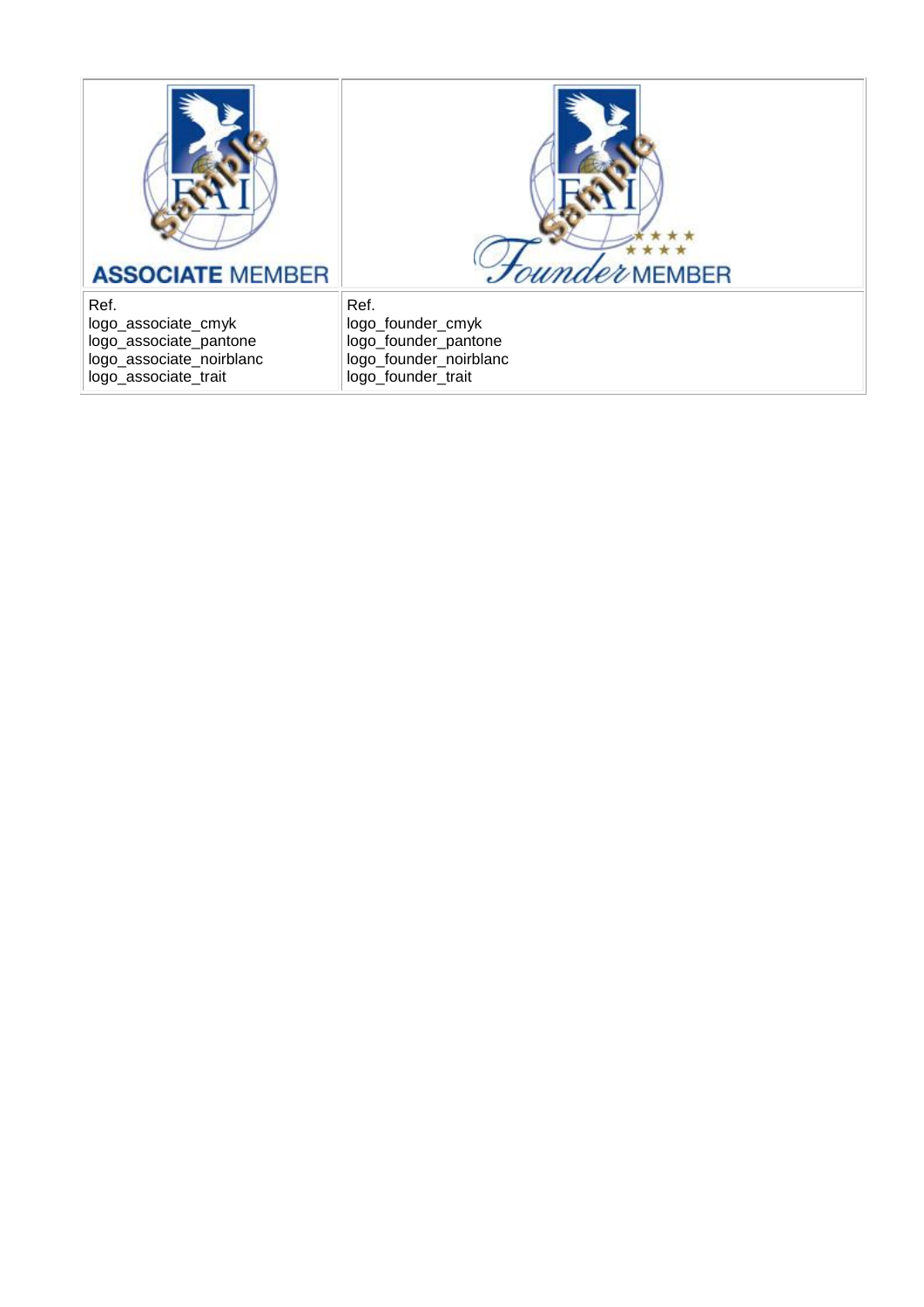| ASSOCIATE MEMBER | Founder MEMBER |
|---|---|
| Ref.<br>logo_associate_cmyk<br>logo_associate_pantone<br>logo_associate_noirblanc<br>logo_associate_trait | Ref.<br>logo_founder_cmyk<br>logo_founder_pantone<br>logo_founder_noirblanc<br>logo_founder_trait |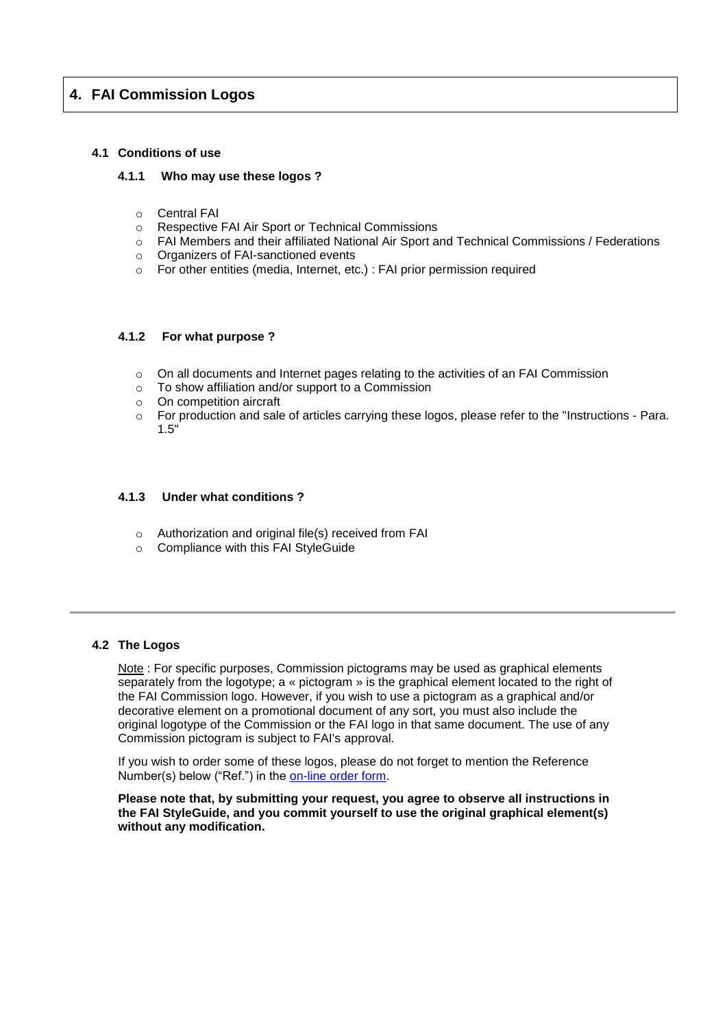# 4. FAI Commission Logos

## 4.1 Conditions of use

### 4.1.1 Who may use these logos ?

- Central FAI
- Respective FAI Air Sport or Technical Commissions
- FAI Members and their affiliated National Air Sport and Technical Commissions / Federations
- Organizers of FAI-sanctioned events
- For other entities (media, Internet, etc.) : FAI prior permission required

### 4.1.2 For what purpose ?

- On all documents and Internet pages relating to the activities of an FAI Commission
- To show affiliation and/or support to a Commission
- On competition aircraft
- For production and sale of articles carrying these logos, please refer to the "Instructions - Para. 1.5"

### 4.1.3 Under what conditions ?

- Authorization and original file(s) received from FAI
- Compliance with this FAI StyleGuide

---

## 4.2 The Logos

Note : For specific purposes, Commission pictograms may be used as graphical elements separately from the logotype; a « pictogram » is the graphical element located to the right of the FAI Commission logo. However, if you wish to use a pictogram as a graphical and/or decorative element on a promotional document of any sort, you must also include the original logotype of the Commission or the FAI logo in that same document. The use of any Commission pictogram is subject to FAI's approval.

If you wish to order some of these logos, please do not forget to mention the Reference Number(s) below ("Ref.") in the on-line order form.

**Please note that, by submitting your request, you agree to observe all instructions in the FAI StyleGuide, and you commit yourself to use the original graphical element(s) without any modification.**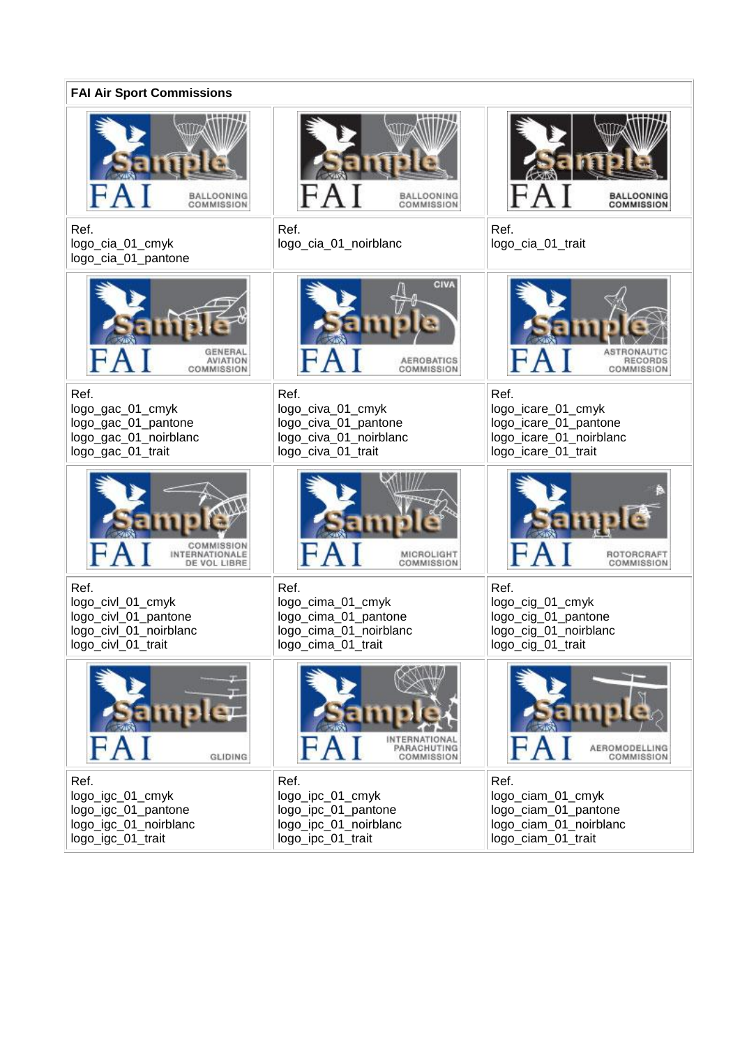| FAI Air Sport Commissions | | |
|---|---|---|
| FAI BALLOONING COMMISSION | FAI BALLOONING COMMISSION | FAI BALLOONING COMMISSION |
| Ref.<br>logo_cia_01_cmyk<br>logo_cia_01_pantone | Ref.<br>logo_cia_01_noirblanc | Ref.<br>logo_cia_01_trait |
| FAI GENERAL AVIATION COMMISSION | CIVA FAI AEROBATICS COMMISSION | FAI ASTRONAUTIC RECORDS COMMISSION |
| Ref.<br>logo_gac_01_cmyk<br>logo_gac_01_pantone<br>logo_gac_01_noirblanc<br>logo_gac_01_trait | Ref.<br>logo_civa_01_cmyk<br>logo_civa_01_pantone<br>logo_civa_01_noirblanc<br>logo_civa_01_trait | Ref.<br>logo_icare_01_cmyk<br>logo_icare_01_pantone<br>logo_icare_01_noirblanc<br>logo_icare_01_trait |
| FAI COMMISSION INTERNATIONALE DE VOL LIBRE | FAI MICROLIGHT COMMISSION | FAI ROTORCRAFT COMMISSION |
| Ref.<br>logo_civl_01_cmyk<br>logo_civl_01_pantone<br>logo_civl_01_noirblanc<br>logo_civl_01_trait | Ref.<br>logo_cima_01_cmyk<br>logo_cima_01_pantone<br>logo_cima_01_noirblanc<br>logo_cima_01_trait | Ref.<br>logo_cig_01_cmyk<br>logo_cig_01_pantone<br>logo_cig_01_noirblanc<br>logo_cig_01_trait |
| FAI GLIDING | FAI INTERNATIONAL PARACHUTING COMMISSION | FAI AEROMODELLING COMMISSION |
| Ref.<br>logo_igc_01_cmyk<br>logo_igc_01_pantone<br>logo_igc_01_noirblanc<br>logo_igc_01_trait | Ref.<br>logo_ipc_01_cmyk<br>logo_ipc_01_pantone<br>logo_ipc_01_noirblanc<br>logo_ipc_01_trait | Ref.<br>logo_ciam_01_cmyk<br>logo_ciam_01_pantone<br>logo_ciam_01_noirblanc<br>logo_ciam_01_trait |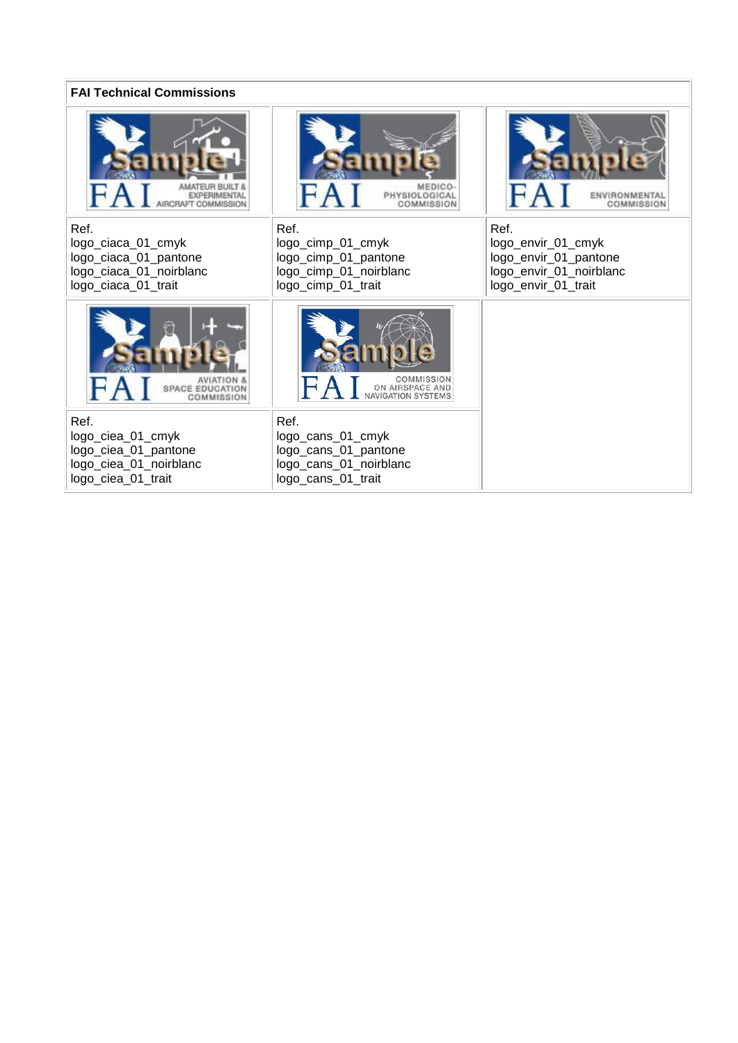**FAI Technical Commissions**

| | | |
|---|---|---|
| FAI AMATEUR BUILT & EXPERIMENTAL AIRCRAFT COMMISSION | FAI MEDICO-PHYSIOLOGICAL COMMISSION | FAI ENVIRONMENTAL COMMISSION |
| Ref.<br>logo_ciaca_01_cmyk<br>logo_ciaca_01_pantone<br>logo_ciaca_01_noirblanc<br>logo_ciaca_01_trait | Ref.<br>logo_cimp_01_cmyk<br>logo_cimp_01_pantone<br>logo_cimp_01_noirblanc<br>logo_cimp_01_trait | Ref.<br>logo_envir_01_cmyk<br>logo_envir_01_pantone<br>logo_envir_01_noirblanc<br>logo_envir_01_trait |
| FAI AVIATION & SPACE EDUCATION COMMISSION | FAI COMMISSION ON AIRSPACE AND NAVIGATION SYSTEMS | |
| Ref.<br>logo_ciea_01_cmyk<br>logo_ciea_01_pantone<br>logo_ciea_01_noirblanc<br>logo_ciea_01_trait | Ref.<br>logo_cans_01_cmyk<br>logo_cans_01_pantone<br>logo_cans_01_noirblanc<br>logo_cans_01_trait | |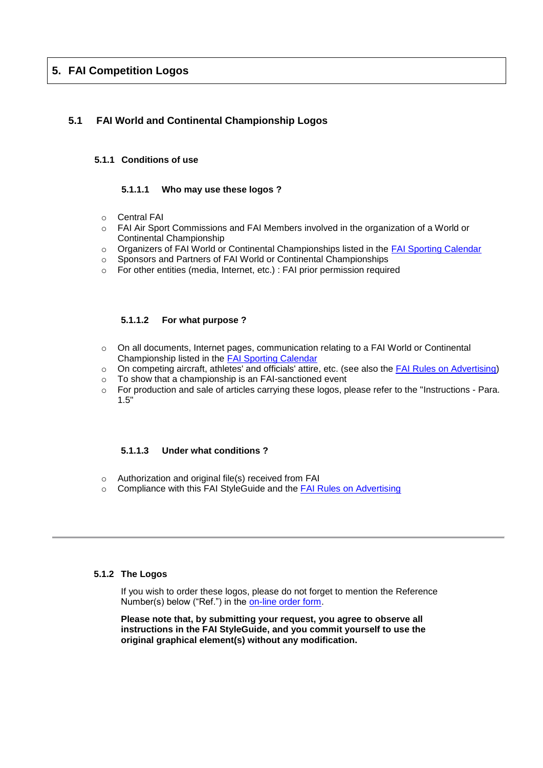# 5. FAI Competition Logos

## 5.1 FAI World and Continental Championship Logos

### 5.1.1 Conditions of use

#### 5.1.1.1 Who may use these logos ?

- Central FAI
- FAI Air Sport Commissions and FAI Members involved in the organization of a World or Continental Championship
- Organizers of FAI World or Continental Championships listed in the FAI Sporting Calendar
- Sponsors and Partners of FAI World or Continental Championships
- For other entities (media, Internet, etc.) : FAI prior permission required

#### 5.1.1.2 For what purpose ?

- On all documents, Internet pages, communication relating to a FAI World or Continental Championship listed in the FAI Sporting Calendar
- On competing aircraft, athletes' and officials' attire, etc. (see also the FAI Rules on Advertising)
- To show that a championship is an FAI-sanctioned event
- For production and sale of articles carrying these logos, please refer to the "Instructions - Para. 1.5"

#### 5.1.1.3 Under what conditions ?

- Authorization and original file(s) received from FAI
- Compliance with this FAI StyleGuide and the FAI Rules on Advertising

---

### 5.1.2 The Logos

If you wish to order these logos, please do not forget to mention the Reference Number(s) below ("Ref.") in the on-line order form.

**Please note that, by submitting your request, you agree to observe all instructions in the FAI StyleGuide, and you commit yourself to use the original graphical element(s) without any modification.**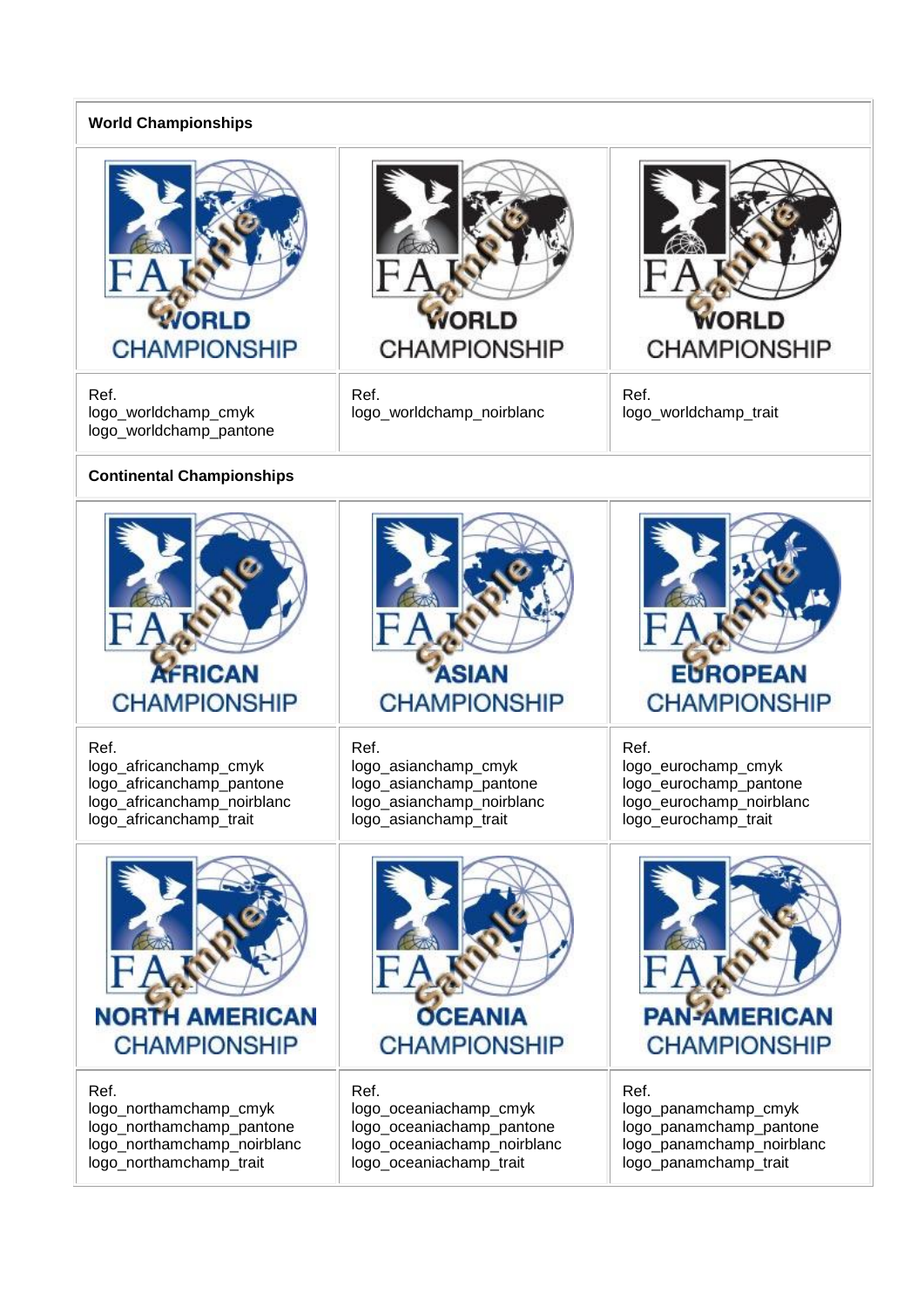| **World Championships** | | |
|---|---|---|
| FAI WORLD CHAMPIONSHIP | FAI WORLD CHAMPIONSHIP | FAI WORLD CHAMPIONSHIP |
| Ref.<br>logo_worldchamp_cmyk<br>logo_worldchamp_pantone | Ref.<br>logo_worldchamp_noirblanc | Ref.<br>logo_worldchamp_trait |
| **Continental Championships** | | |
| FAI AFRICAN CHAMPIONSHIP | FAI ASIAN CHAMPIONSHIP | FAI EUROPEAN CHAMPIONSHIP |
| Ref.<br>logo_africanchamp_cmyk<br>logo_africanchamp_pantone<br>logo_africanchamp_noirblanc<br>logo_africanchamp_trait | Ref.<br>logo_asianchamp_cmyk<br>logo_asianchamp_pantone<br>logo_asianchamp_noirblanc<br>logo_asianchamp_trait | Ref.<br>logo_eurochamp_cmyk<br>logo_eurochamp_pantone<br>logo_eurochamp_noirblanc<br>logo_eurochamp_trait |
| FAI NORTH AMERICAN CHAMPIONSHIP | FAI OCEANIA CHAMPIONSHIP | FAI PAN-AMERICAN CHAMPIONSHIP |
| Ref.<br>logo_northamchamp_cmyk<br>logo_northamchamp_pantone<br>logo_northamchamp_noirblanc<br>logo_northamchamp_trait | Ref.<br>logo_oceaniachamp_cmyk<br>logo_oceaniachamp_pantone<br>logo_oceaniachamp_noirblanc<br>logo_oceaniachamp_trait | Ref.<br>logo_panamchamp_cmyk<br>logo_panamchamp_pantone<br>logo_panamchamp_noirblanc<br>logo_panamchamp_trait |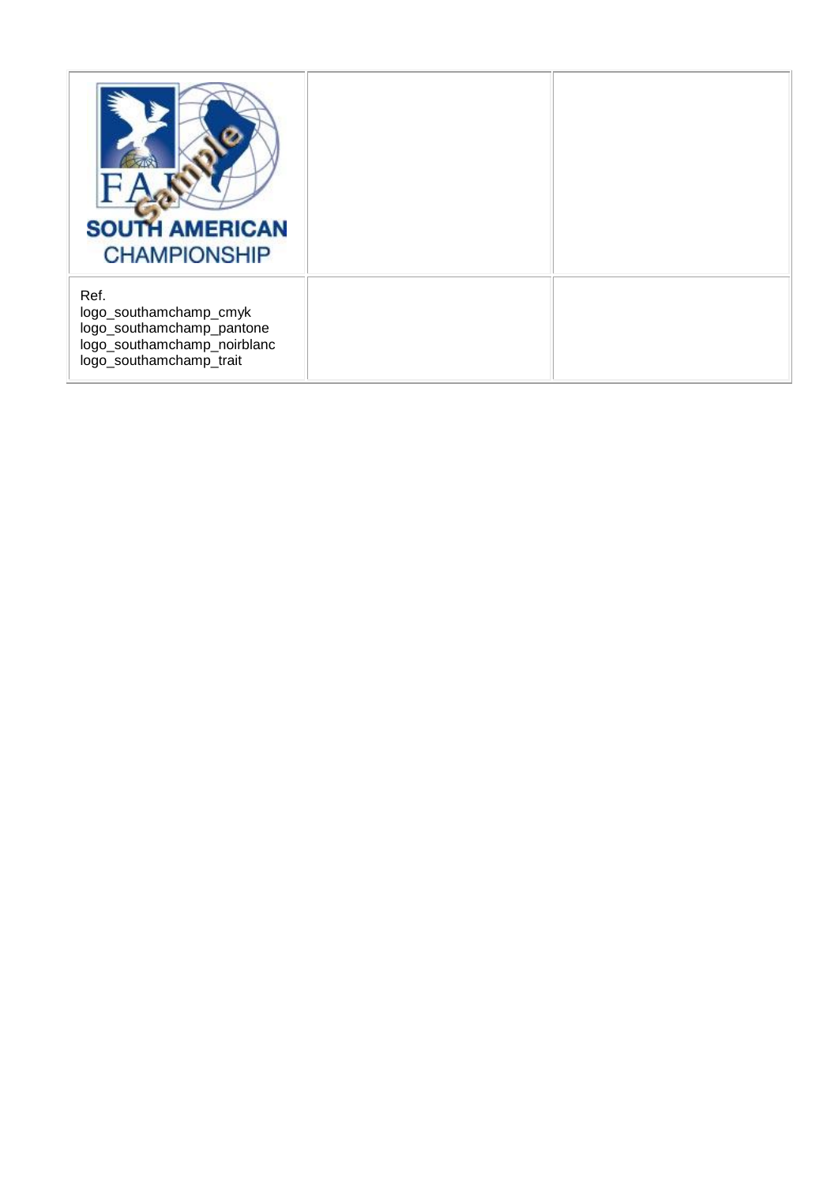| FAI SOUTH AMERICAN CHAMPIONSHIP | | |
|---|---|---|
| Ref.<br>logo_southamchamp_cmyk<br>logo_southamchamp_pantone<br>logo_southamchamp_noirblanc<br>logo_southamchamp_trait | | |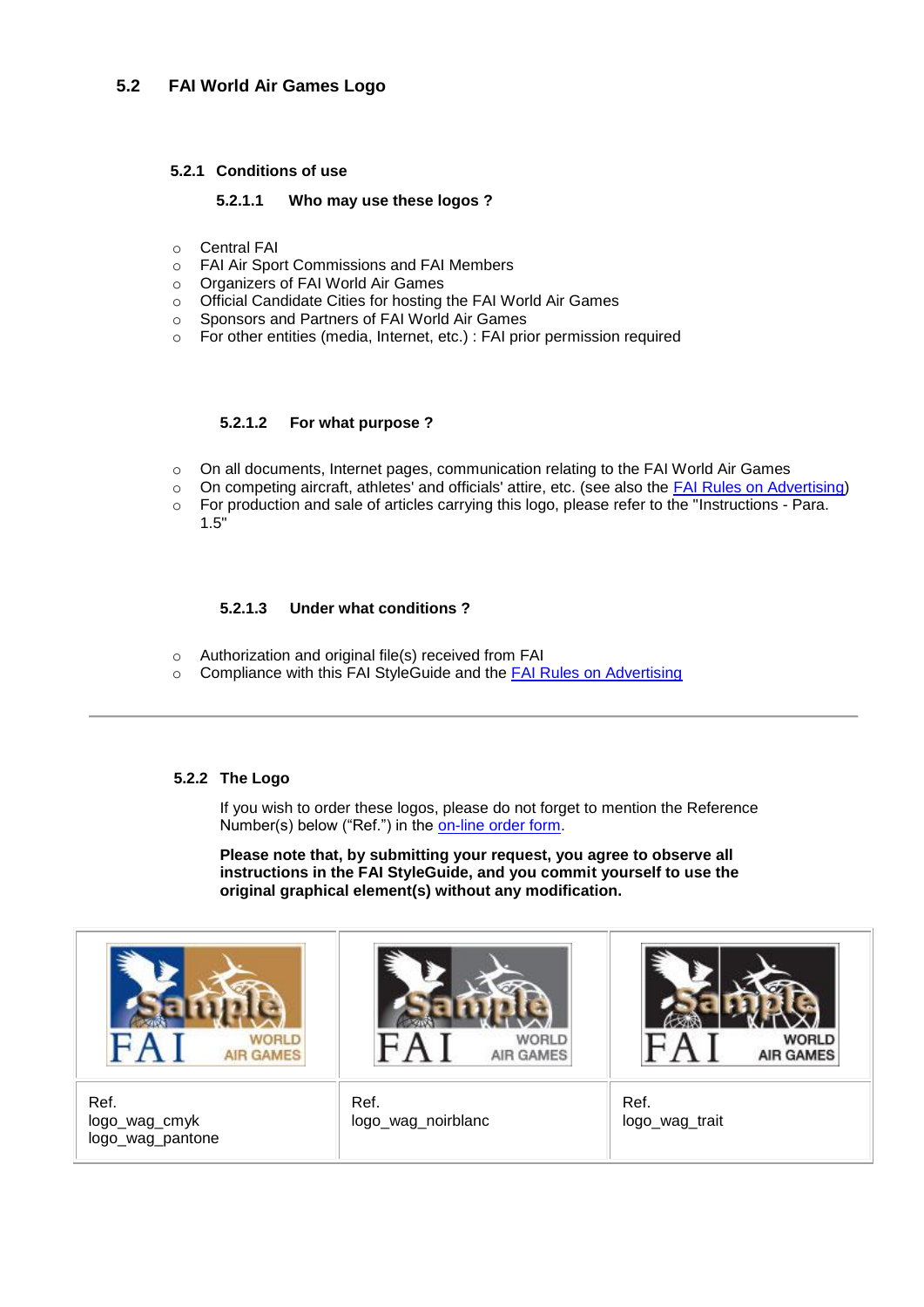## 5.2 FAI World Air Games Logo

### 5.2.1 Conditions of use

#### 5.2.1.1 Who may use these logos ?

- Central FAI
- FAI Air Sport Commissions and FAI Members
- Organizers of FAI World Air Games
- Official Candidate Cities for hosting the FAI World Air Games
- Sponsors and Partners of FAI World Air Games
- For other entities (media, Internet, etc.) : FAI prior permission required

#### 5.2.1.2 For what purpose ?

- On all documents, Internet pages, communication relating to the FAI World Air Games
- On competing aircraft, athletes' and officials' attire, etc. (see also the FAI Rules on Advertising)
- For production and sale of articles carrying this logo, please refer to the "Instructions - Para. 1.5"

#### 5.2.1.3 Under what conditions ?

- Authorization and original file(s) received from FAI
- Compliance with this FAI StyleGuide and the FAI Rules on Advertising

---

### 5.2.2 The Logo

If you wish to order these logos, please do not forget to mention the Reference Number(s) below ("Ref.") in the on-line order form.

**Please note that, by submitting your request, you agree to observe all instructions in the FAI StyleGuide, and you commit yourself to use the original graphical element(s) without any modification.**

| | | |
|---|---|---|
| Ref.<br>logo_wag_cmyk<br>logo_wag_pantone | Ref.<br>logo_wag_noirblanc | Ref.<br>logo_wag_trait |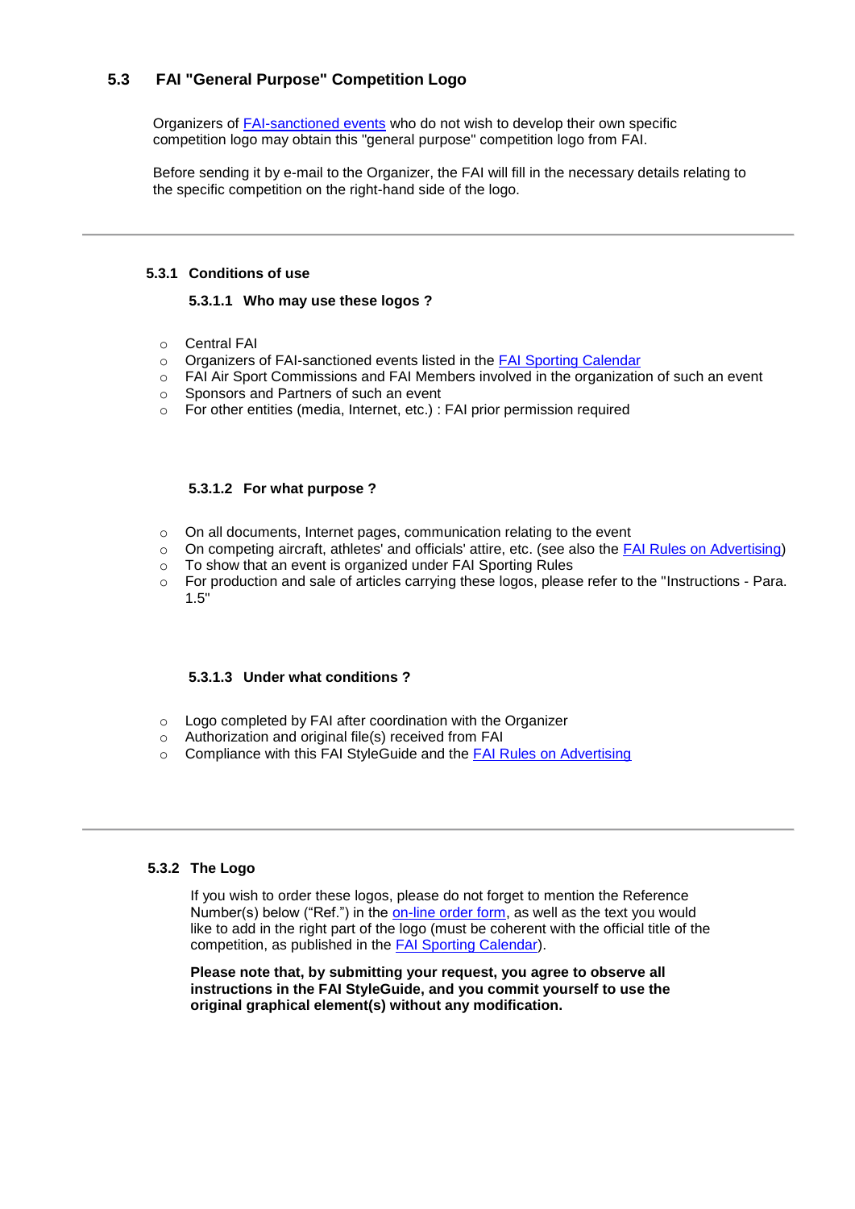## 5.3 FAI "General Purpose" Competition Logo

Organizers of FAI-sanctioned events who do not wish to develop their own specific competition logo may obtain this "general purpose" competition logo from FAI.

Before sending it by e-mail to the Organizer, the FAI will fill in the necessary details relating to the specific competition on the right-hand side of the logo.

---

### 5.3.1 Conditions of use

#### 5.3.1.1 Who may use these logos ?

- Central FAI
- Organizers of FAI-sanctioned events listed in the FAI Sporting Calendar
- FAI Air Sport Commissions and FAI Members involved in the organization of such an event
- Sponsors and Partners of such an event
- For other entities (media, Internet, etc.) : FAI prior permission required

#### 5.3.1.2 For what purpose ?

- On all documents, Internet pages, communication relating to the event
- On competing aircraft, athletes' and officials' attire, etc. (see also the FAI Rules on Advertising)
- To show that an event is organized under FAI Sporting Rules
- For production and sale of articles carrying these logos, please refer to the "Instructions - Para. 1.5"

#### 5.3.1.3 Under what conditions ?

- Logo completed by FAI after coordination with the Organizer
- Authorization and original file(s) received from FAI
- Compliance with this FAI StyleGuide and the FAI Rules on Advertising

---

### 5.3.2 The Logo

If you wish to order these logos, please do not forget to mention the Reference Number(s) below ("Ref.") in the on-line order form, as well as the text you would like to add in the right part of the logo (must be coherent with the official title of the competition, as published in the FAI Sporting Calendar).

**Please note that, by submitting your request, you agree to observe all instructions in the FAI StyleGuide, and you commit yourself to use the original graphical element(s) without any modification.**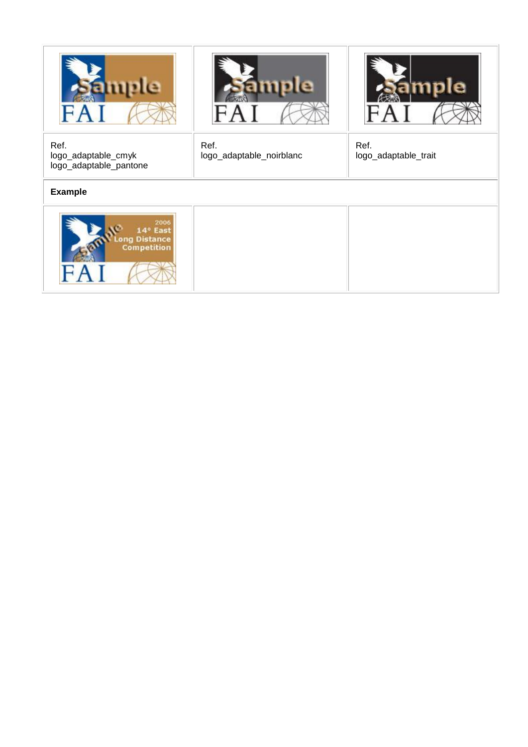| | | |
|---|---|---|
| | | |
| Ref.<br>logo_adaptable_cmyk<br>logo_adaptable_pantone | Ref.<br>logo_adaptable_noirblanc | Ref.<br>logo_adaptable_trait |
| **Example** | | |
| | | |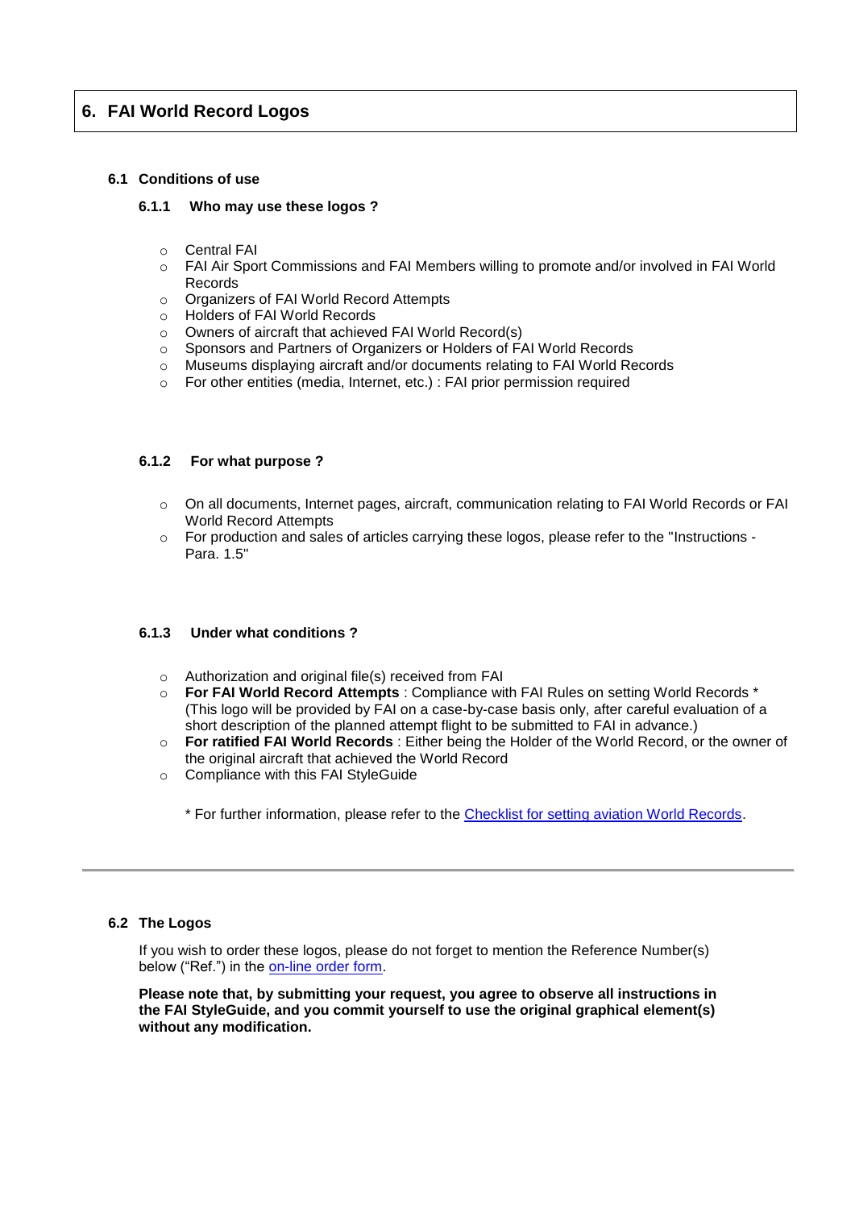# 6. FAI World Record Logos

## 6.1 Conditions of use

### 6.1.1 Who may use these logos ?

- Central FAI
- FAI Air Sport Commissions and FAI Members willing to promote and/or involved in FAI World Records
- Organizers of FAI World Record Attempts
- Holders of FAI World Records
- Owners of aircraft that achieved FAI World Record(s)
- Sponsors and Partners of Organizers or Holders of FAI World Records
- Museums displaying aircraft and/or documents relating to FAI World Records
- For other entities (media, Internet, etc.) : FAI prior permission required

### 6.1.2 For what purpose ?

- On all documents, Internet pages, aircraft, communication relating to FAI World Records or FAI World Record Attempts
- For production and sales of articles carrying these logos, please refer to the "Instructions - Para. 1.5"

### 6.1.3 Under what conditions ?

- Authorization and original file(s) received from FAI
- **For FAI World Record Attempts** : Compliance with FAI Rules on setting World Records * (This logo will be provided by FAI on a case-by-case basis only, after careful evaluation of a short description of the planned attempt flight to be submitted to FAI in advance.)
- **For ratified FAI World Records** : Either being the Holder of the World Record, or the owner of the original aircraft that achieved the World Record
- Compliance with this FAI StyleGuide

\* For further information, please refer to the Checklist for setting aviation World Records.

---

## 6.2 The Logos

If you wish to order these logos, please do not forget to mention the Reference Number(s) below ("Ref.") in the on-line order form.

**Please note that, by submitting your request, you agree to observe all instructions in the FAI StyleGuide, and you commit yourself to use the original graphical element(s) without any modification.**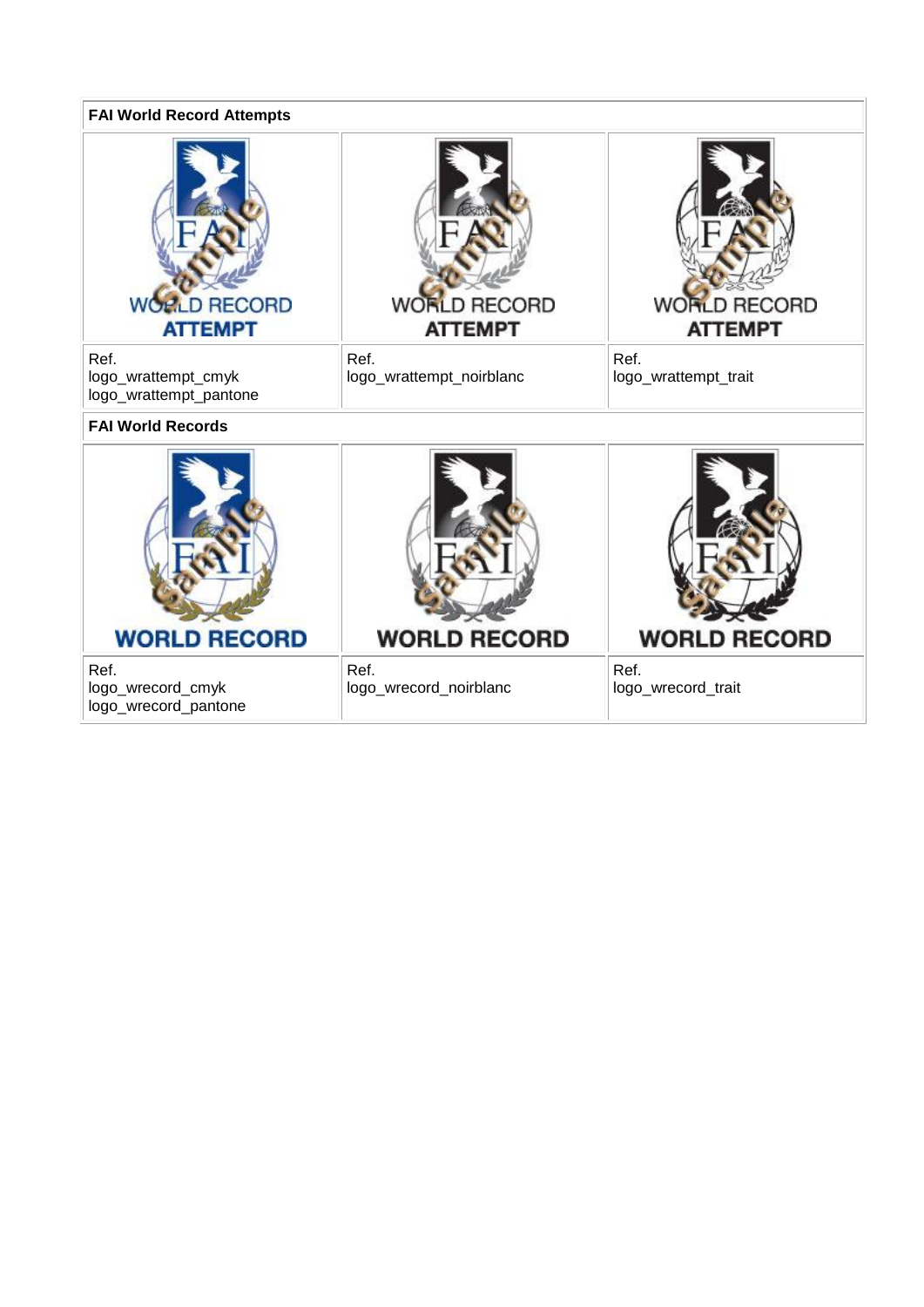**FAI World Record Attempts**

| | | |
|---|---|---|
| WORLD RECORD ATTEMPT | WORLD RECORD ATTEMPT | WORLD RECORD ATTEMPT |
| Ref.<br>logo_wrattempt_cmyk<br>logo_wrattempt_pantone | Ref.<br>logo_wrattempt_noirblanc | Ref.<br>logo_wrattempt_trait |

**FAI World Records**

| | | |
|---|---|---|
| WORLD RECORD | WORLD RECORD | WORLD RECORD |
| Ref.<br>logo_wrecord_cmyk<br>logo_wrecord_pantone | Ref.<br>logo_wrecord_noirblanc | Ref.<br>logo_wrecord_trait |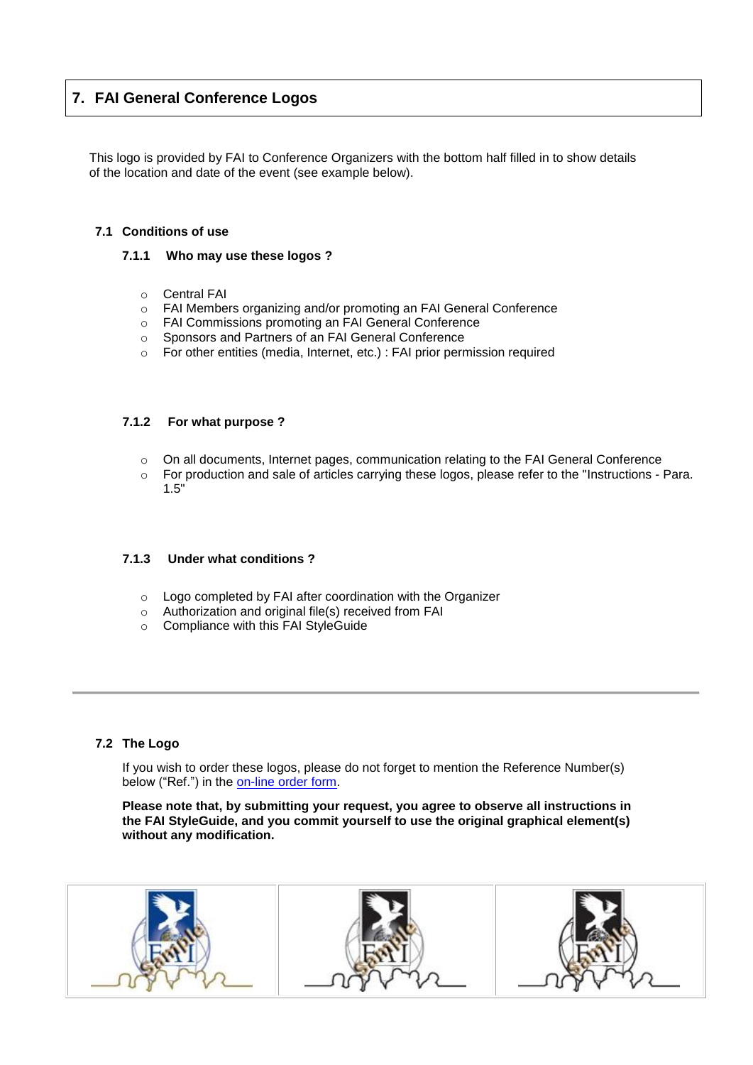# 7. FAI General Conference Logos

This logo is provided by FAI to Conference Organizers with the bottom half filled in to show details of the location and date of the event (see example below).

## 7.1 Conditions of use

### 7.1.1 Who may use these logos ?

- Central FAI
- FAI Members organizing and/or promoting an FAI General Conference
- FAI Commissions promoting an FAI General Conference
- Sponsors and Partners of an FAI General Conference
- For other entities (media, Internet, etc.) : FAI prior permission required

### 7.1.2 For what purpose ?

- On all documents, Internet pages, communication relating to the FAI General Conference
- For production and sale of articles carrying these logos, please refer to the "Instructions - Para. 1.5"

### 7.1.3 Under what conditions ?

- Logo completed by FAI after coordination with the Organizer
- Authorization and original file(s) received from FAI
- Compliance with this FAI StyleGuide

---

## 7.2 The Logo

If you wish to order these logos, please do not forget to mention the Reference Number(s) below ("Ref.") in the on-line order form.

**Please note that, by submitting your request, you agree to observe all instructions in the FAI StyleGuide, and you commit yourself to use the original graphical element(s) without any modification.**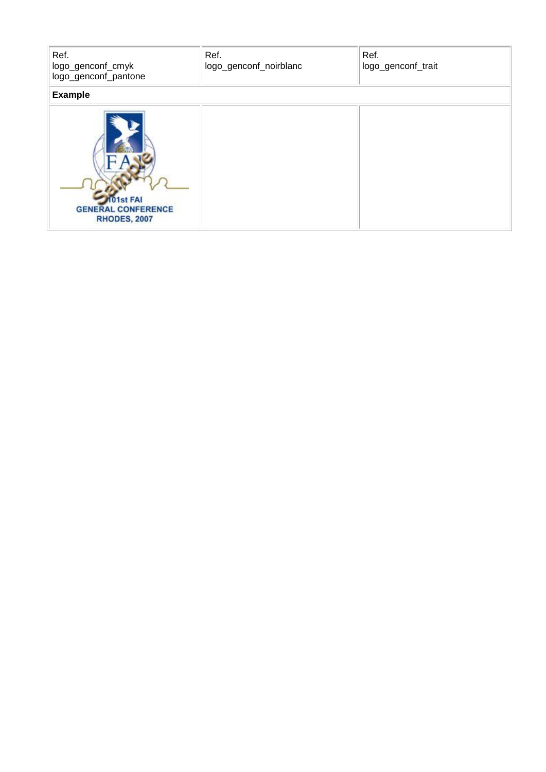| Ref.<br>logo_genconf_cmyk<br>logo_genconf_pantone | Ref.<br>logo_genconf_noirblanc | Ref.<br>logo_genconf_trait |
| --- | --- | --- |
| **Example** | | |
| 101st FAI<br>GENERAL CONFERENCE<br>RHODES, 2007 | | |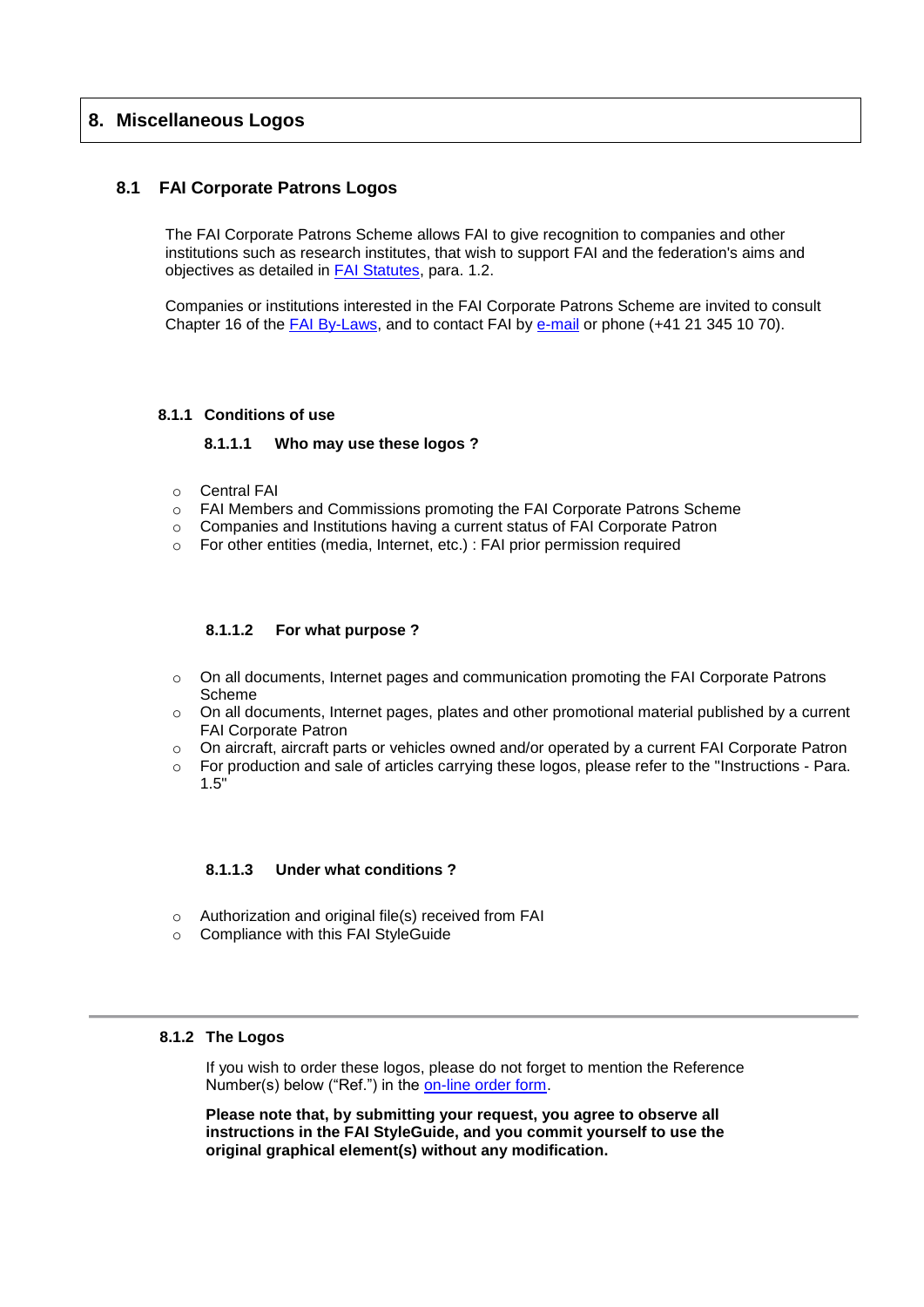# 8. Miscellaneous Logos

## 8.1 FAI Corporate Patrons Logos

The FAI Corporate Patrons Scheme allows FAI to give recognition to companies and other institutions such as research institutes, that wish to support FAI and the federation's aims and objectives as detailed in FAI Statutes, para. 1.2.

Companies or institutions interested in the FAI Corporate Patrons Scheme are invited to consult Chapter 16 of the FAI By-Laws, and to contact FAI by e-mail or phone (+41 21 345 10 70).

### 8.1.1 Conditions of use

#### 8.1.1.1 Who may use these logos ?

- Central FAI
- FAI Members and Commissions promoting the FAI Corporate Patrons Scheme
- Companies and Institutions having a current status of FAI Corporate Patron
- For other entities (media, Internet, etc.) : FAI prior permission required

#### 8.1.1.2 For what purpose ?

- On all documents, Internet pages and communication promoting the FAI Corporate Patrons Scheme
- On all documents, Internet pages, plates and other promotional material published by a current FAI Corporate Patron
- On aircraft, aircraft parts or vehicles owned and/or operated by a current FAI Corporate Patron
- For production and sale of articles carrying these logos, please refer to the "Instructions - Para. 1.5"

#### 8.1.1.3 Under what conditions ?

- Authorization and original file(s) received from FAI
- Compliance with this FAI StyleGuide

---

### 8.1.2 The Logos

If you wish to order these logos, please do not forget to mention the Reference Number(s) below ("Ref.") in the on-line order form.

**Please note that, by submitting your request, you agree to observe all instructions in the FAI StyleGuide, and you commit yourself to use the original graphical element(s) without any modification.**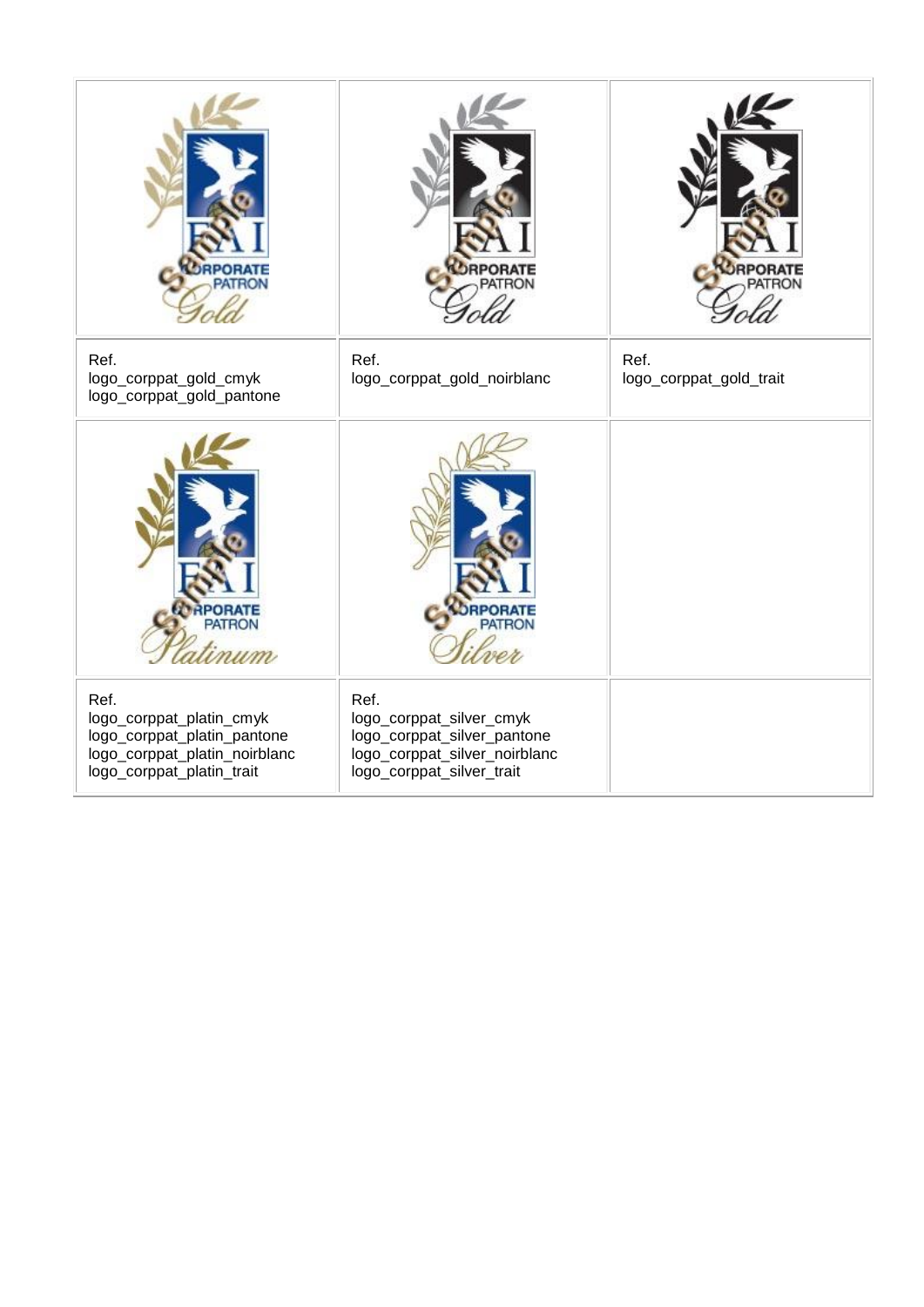| | | |
|---|---|---|
| | | |
| Ref.<br>logo_corppat_gold_cmyk<br>logo_corppat_gold_pantone | Ref.<br>logo_corppat_gold_noirblanc | Ref.<br>logo_corppat_gold_trait |
| | | |
| Ref.<br>logo_corppat_platin_cmyk<br>logo_corppat_platin_pantone<br>logo_corppat_platin_noirblanc<br>logo_corppat_platin_trait | Ref.<br>logo_corppat_silver_cmyk<br>logo_corppat_silver_pantone<br>logo_corppat_silver_noirblanc<br>logo_corppat_silver_trait | |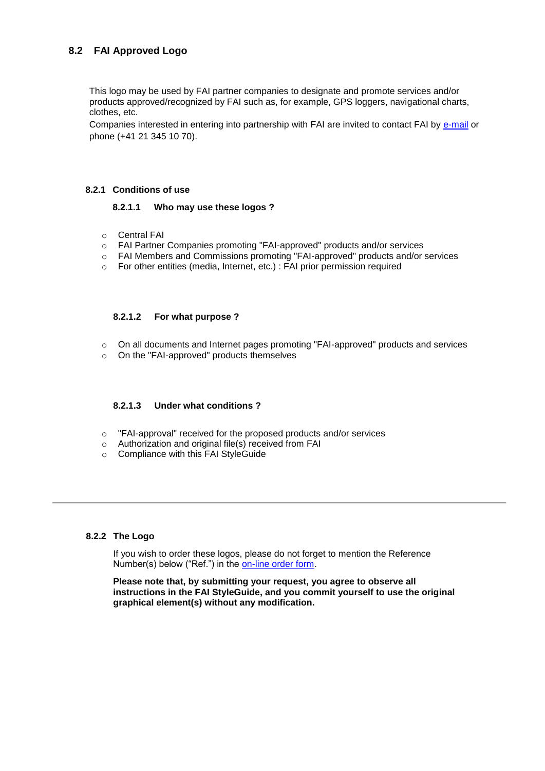## 8.2 FAI Approved Logo

This logo may be used by FAI partner companies to designate and promote services and/or products approved/recognized by FAI such as, for example, GPS loggers, navigational charts, clothes, etc.

Companies interested in entering into partnership with FAI are invited to contact FAI by e-mail or phone (+41 21 345 10 70).

### 8.2.1 Conditions of use

#### 8.2.1.1 Who may use these logos ?

- Central FAI
- FAI Partner Companies promoting "FAI-approved" products and/or services
- FAI Members and Commissions promoting "FAI-approved" products and/or services
- For other entities (media, Internet, etc.) : FAI prior permission required

#### 8.2.1.2 For what purpose ?

- On all documents and Internet pages promoting "FAI-approved" products and services
- On the "FAI-approved" products themselves

#### 8.2.1.3 Under what conditions ?

- "FAI-approval" received for the proposed products and/or services
- Authorization and original file(s) received from FAI
- Compliance with this FAI StyleGuide

---

### 8.2.2 The Logo

If you wish to order these logos, please do not forget to mention the Reference Number(s) below ("Ref.") in the on-line order form.

**Please note that, by submitting your request, you agree to observe all instructions in the FAI StyleGuide, and you commit yourself to use the original graphical element(s) without any modification.**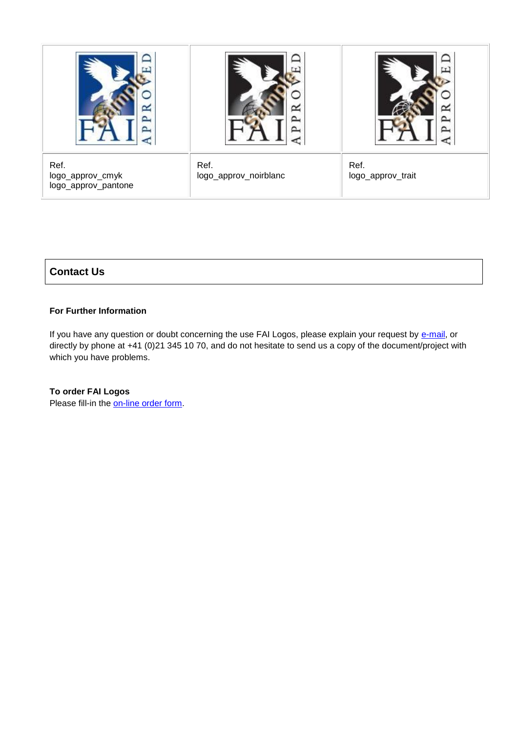| | | |
|---|---|---|
| | | |
| Ref.<br>logo_approv_cmyk<br>logo_approv_pantone | Ref.<br>logo_approv_noirblanc | Ref.<br>logo_approv_trait |

## Contact Us

**For Further Information**

If you have any question or doubt concerning the use FAI Logos, please explain your request by e-mail, or directly by phone at +41 (0)21 345 10 70, and do not hesitate to send us a copy of the document/project with which you have problems.

**To order FAI Logos**
Please fill-in the on-line order form.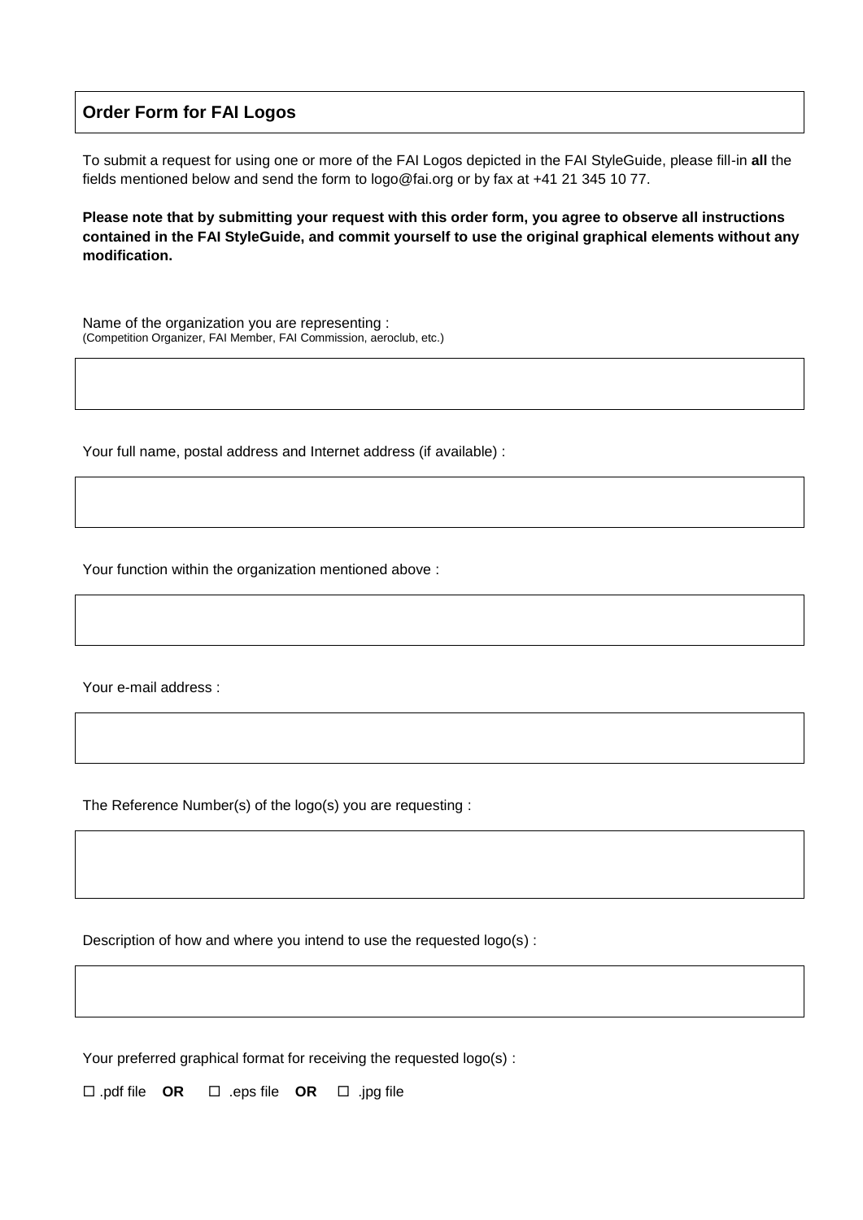## Order Form for FAI Logos

To submit a request for using one or more of the FAI Logos depicted in the FAI StyleGuide, please fill-in **all** the fields mentioned below and send the form to logo@fai.org or by fax at +41 21 345 10 77.

**Please note that by submitting your request with this order form, you agree to observe all instructions contained in the FAI StyleGuide, and commit yourself to use the original graphical elements without any modification.**

Name of the organization you are representing :
(Competition Organizer, FAI Member, FAI Commission, aeroclub, etc.)

Your full name, postal address and Internet address (if available) :

Your function within the organization mentioned above :

Your e-mail address :

The Reference Number(s) of the logo(s) you are requesting :

Description of how and where you intend to use the requested logo(s) :

Your preferred graphical format for receiving the requested logo(s) :

☐ .pdf file **OR** ☐ .eps file **OR** ☐ .jpg file